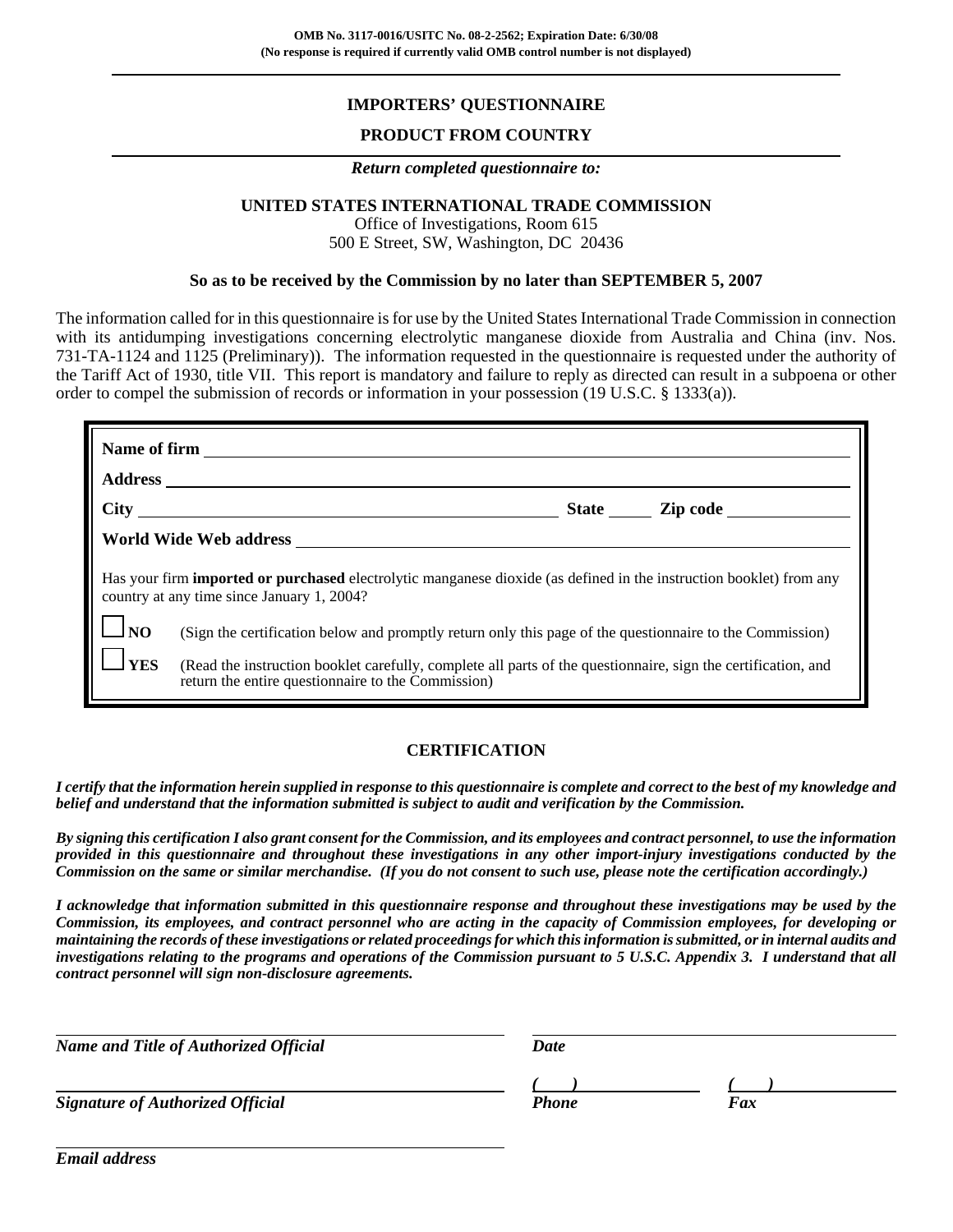**OMB No. 3117-0016/USITC No. 08-2-2562; Expiration Date: 6/30/08**
**(No response is required if currently valid OMB control number is not displayed)**

---

## IMPORTERS' QUESTIONNAIRE

## PRODUCT FROM COUNTRY

---

***Return completed questionnaire to:***

**UNITED STATES INTERNATIONAL TRADE COMMISSION**
Office of Investigations, Room 615
500 E Street, SW, Washington, DC 20436

**So as to be received by the Commission by no later than SEPTEMBER 5, 2007**

The information called for in this questionnaire is for use by the United States International Trade Commission in connection with its antidumping investigations concerning electrolytic manganese dioxide from Australia and China (inv. Nos. 731-TA-1124 and 1125 (Preliminary)). The information requested in the questionnaire is requested under the authority of the Tariff Act of 1930, title VII. This report is mandatory and failure to reply as directed can result in a subpoena or other order to compel the submission of records or information in your possession (19 U.S.C. § 1333(a)).

**Name of firm** ______________________________

**Address** ______________________________

**City** ______________________ **State** ______ **Zip code** ______________

**World Wide Web address** ______________________________

Has your firm **imported or purchased** electrolytic manganese dioxide (as defined in the instruction booklet) from any country at any time since January 1, 2004?

☐ **NO** (Sign the certification below and promptly return only this page of the questionnaire to the Commission)

☐ **YES** (Read the instruction booklet carefully, complete all parts of the questionnaire, sign the certification, and return the entire questionnaire to the Commission)

## CERTIFICATION

***I certify that the information herein supplied in response to this questionnaire is complete and correct to the best of my knowledge and belief and understand that the information submitted is subject to audit and verification by the Commission.***

***By signing this certification I also grant consent for the Commission, and its employees and contract personnel, to use the information provided in this questionnaire and throughout these investigations in any other import-injury investigations conducted by the Commission on the same or similar merchandise. (If you do not consent to such use, please note the certification accordingly.)***

***I acknowledge that information submitted in this questionnaire response and throughout these investigations may be used by the Commission, its employees, and contract personnel who are acting in the capacity of Commission employees, for developing or maintaining the records of these investigations or related proceedings for which this information is submitted, or in internal audits and investigations relating to the programs and operations of the Commission pursuant to 5 U.S.C. Appendix 3. I understand that all contract personnel will sign non-disclosure agreements.***

______________________________ ______________________________
***Name and Title of Authorized Official*** ***Date***

______________________________ ***(   )*** ______________ ***(   )*** ______________
***Signature of Authorized Official*** ***Phone*** ***Fax***

______________________________
***Email address***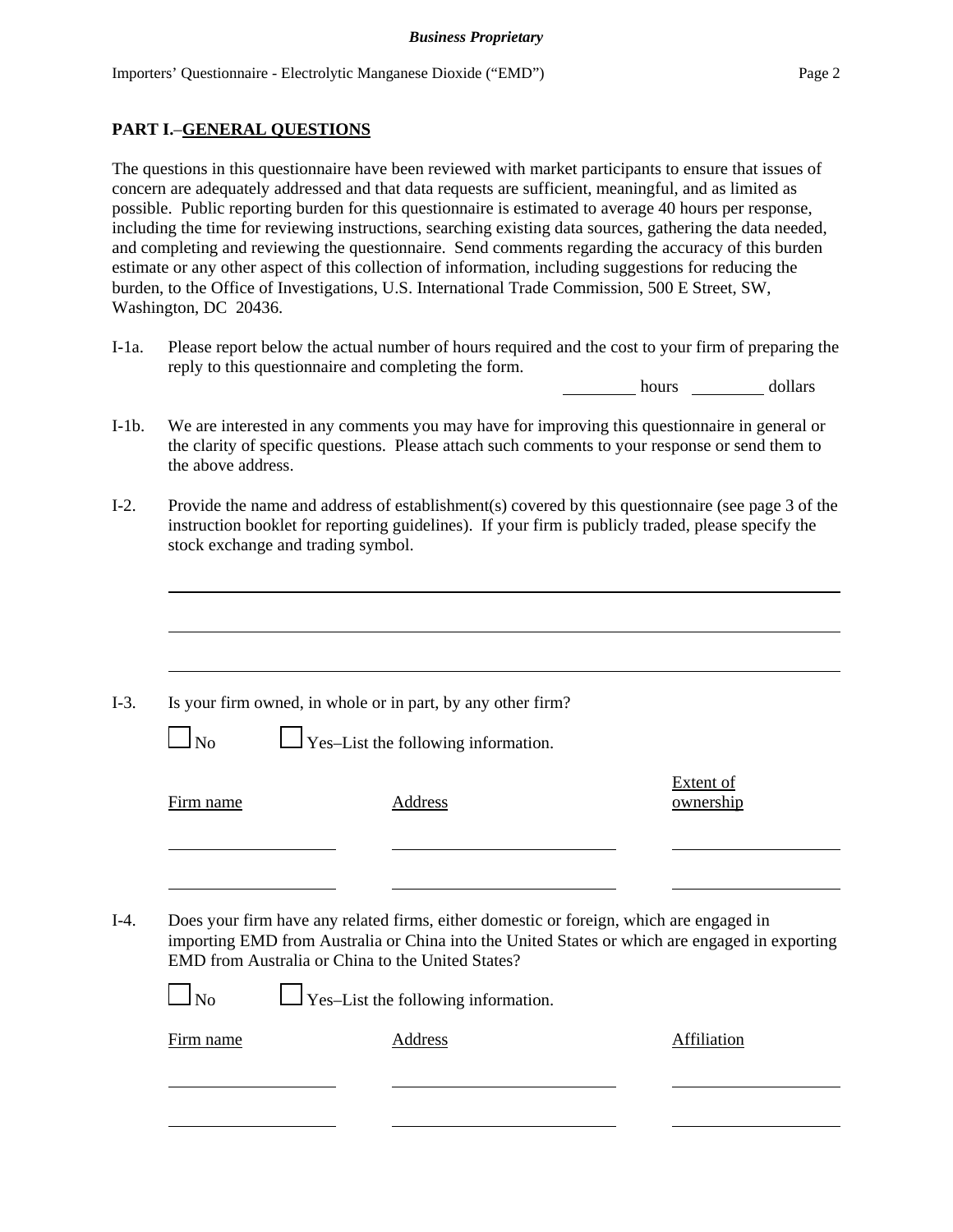## PART I.–GENERAL QUESTIONS

The questions in this questionnaire have been reviewed with market participants to ensure that issues of concern are adequately addressed and that data requests are sufficient, meaningful, and as limited as possible. Public reporting burden for this questionnaire is estimated to average 40 hours per response, including the time for reviewing instructions, searching existing data sources, gathering the data needed, and completing and reviewing the questionnaire. Send comments regarding the accuracy of this burden estimate or any other aspect of this collection of information, including suggestions for reducing the burden, to the Office of Investigations, U.S. International Trade Commission, 500 E Street, SW, Washington, DC 20436.

I-1a. Please report below the actual number of hours required and the cost to your firm of preparing the reply to this questionnaire and completing the form.

_________ hours _________ dollars

I-1b. We are interested in any comments you may have for improving this questionnaire in general or the clarity of specific questions. Please attach such comments to your response or send them to the above address.

I-2. Provide the name and address of establishment(s) covered by this questionnaire (see page 3 of the instruction booklet for reporting guidelines). If your firm is publicly traded, please specify the stock exchange and trading symbol.

______________________________________________________________________

______________________________________________________________________

______________________________________________________________________

I-3. Is your firm owned, in whole or in part, by any other firm?

☐ No ☐ Yes–List the following information.

| Firm name | Address | Extent of ownership |
|---|---|---|
| | | |
| | | |

I-4. Does your firm have any related firms, either domestic or foreign, which are engaged in importing EMD from Australia or China into the United States or which are engaged in exporting EMD from Australia or China to the United States?

☐ No ☐ Yes–List the following information.

| Firm name | Address | Affiliation |
|---|---|---|
| | | |
| | | |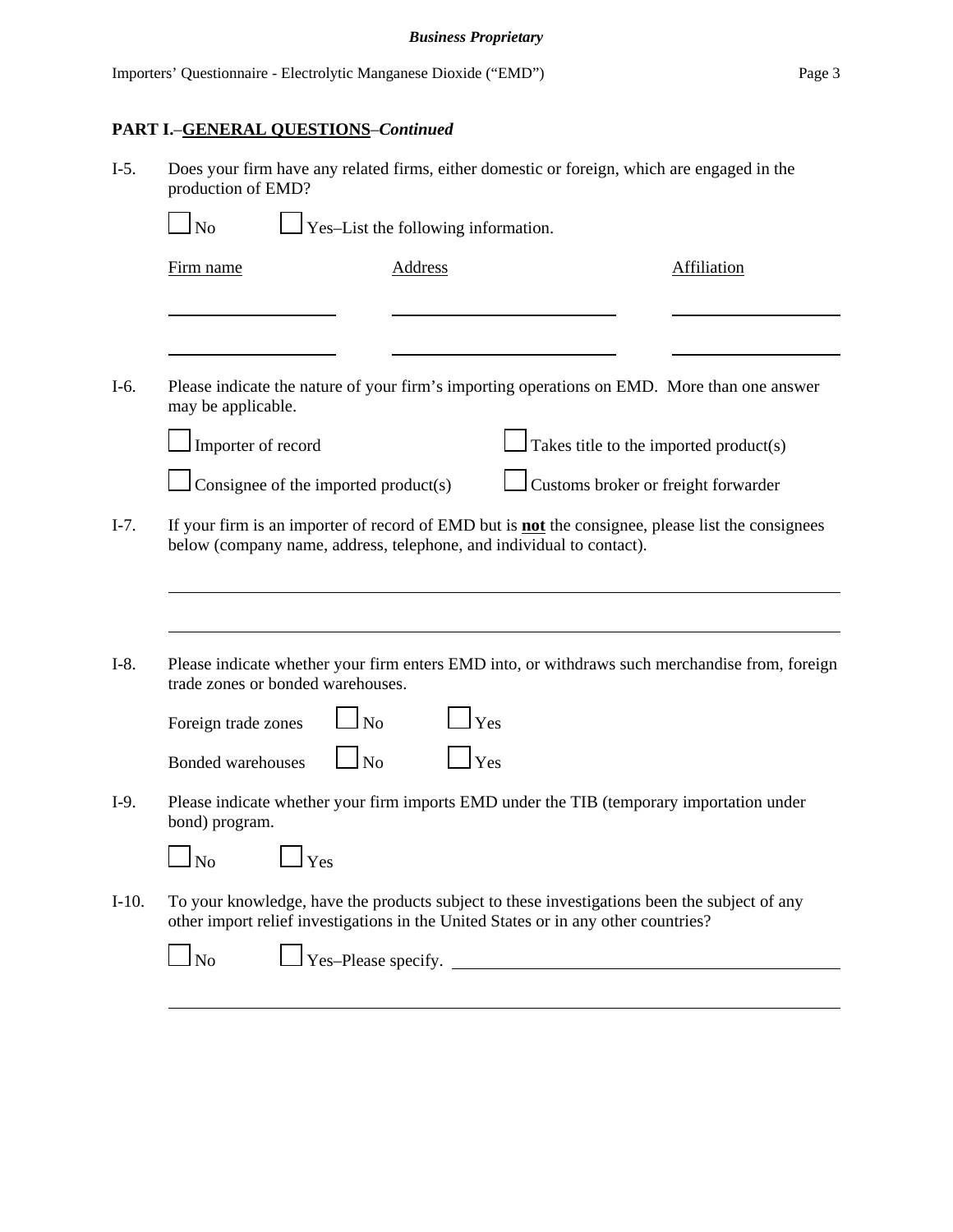## PART I.–GENERAL QUESTIONS–*Continued*

I-5. Does your firm have any related firms, either domestic or foreign, which are engaged in the production of EMD?

☐ No ☐ Yes–List the following information.

| Firm name | Address | Affiliation |
|---|---|---|
| | | |
| | | |

I-6. Please indicate the nature of your firm's importing operations on EMD. More than one answer may be applicable.

☐ Importer of record ☐ Takes title to the imported product(s)

☐ Consignee of the imported product(s) ☐ Customs broker or freight forwarder

I-7. If your firm is an importer of record of EMD but is **not** the consignee, please list the consignees below (company name, address, telephone, and individual to contact).

\_\_\_\_\_\_\_\_\_\_\_\_\_\_\_\_\_\_\_\_\_\_\_\_\_\_\_\_\_\_\_\_\_\_\_\_\_\_\_\_\_\_\_\_\_\_\_\_

\_\_\_\_\_\_\_\_\_\_\_\_\_\_\_\_\_\_\_\_\_\_\_\_\_\_\_\_\_\_\_\_\_\_\_\_\_\_\_\_\_\_\_\_\_\_\_\_

I-8. Please indicate whether your firm enters EMD into, or withdraws such merchandise from, foreign trade zones or bonded warehouses.

Foreign trade zones ☐ No ☐ Yes

Bonded warehouses ☐ No ☐ Yes

I-9. Please indicate whether your firm imports EMD under the TIB (temporary importation under bond) program.

☐ No ☐ Yes

I-10. To your knowledge, have the products subject to these investigations been the subject of any other import relief investigations in the United States or in any other countries?

☐ No ☐ Yes–Please specify. \_\_\_\_\_\_\_\_\_\_\_\_\_\_\_\_\_\_\_\_\_\_\_\_\_\_\_\_\_\_\_\_\_\_\_\_

\_\_\_\_\_\_\_\_\_\_\_\_\_\_\_\_\_\_\_\_\_\_\_\_\_\_\_\_\_\_\_\_\_\_\_\_\_\_\_\_\_\_\_\_\_\_\_\_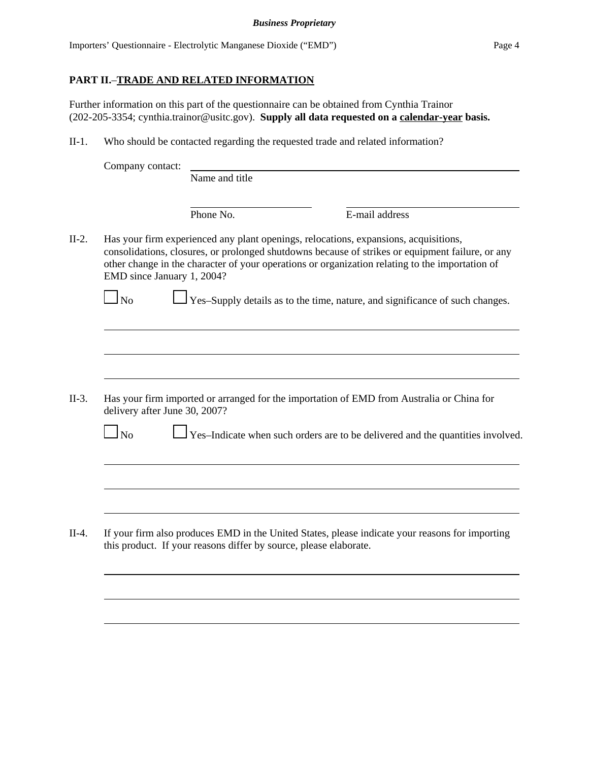## PART II.–TRADE AND RELATED INFORMATION

Further information on this part of the questionnaire can be obtained from Cynthia Trainor (202-205-3354; cynthia.trainor@usitc.gov). **Supply all data requested on a calendar-year basis.**

II-1. Who should be contacted regarding the requested trade and related information?

Company contact: ______________________________
Name and title

______________________ ______________________
Phone No. E-mail address

II-2. Has your firm experienced any plant openings, relocations, expansions, acquisitions, consolidations, closures, or prolonged shutdowns because of strikes or equipment failure, or any other change in the character of your operations or organization relating to the importation of EMD since January 1, 2004?

☐ No ☐ Yes–Supply details as to the time, nature, and significance of such changes.

______________________________

______________________________

______________________________

II-3. Has your firm imported or arranged for the importation of EMD from Australia or China for delivery after June 30, 2007?

☐ No ☐ Yes–Indicate when such orders are to be delivered and the quantities involved.

______________________________

______________________________

______________________________

II-4. If your firm also produces EMD in the United States, please indicate your reasons for importing this product. If your reasons differ by source, please elaborate.

______________________________

______________________________

______________________________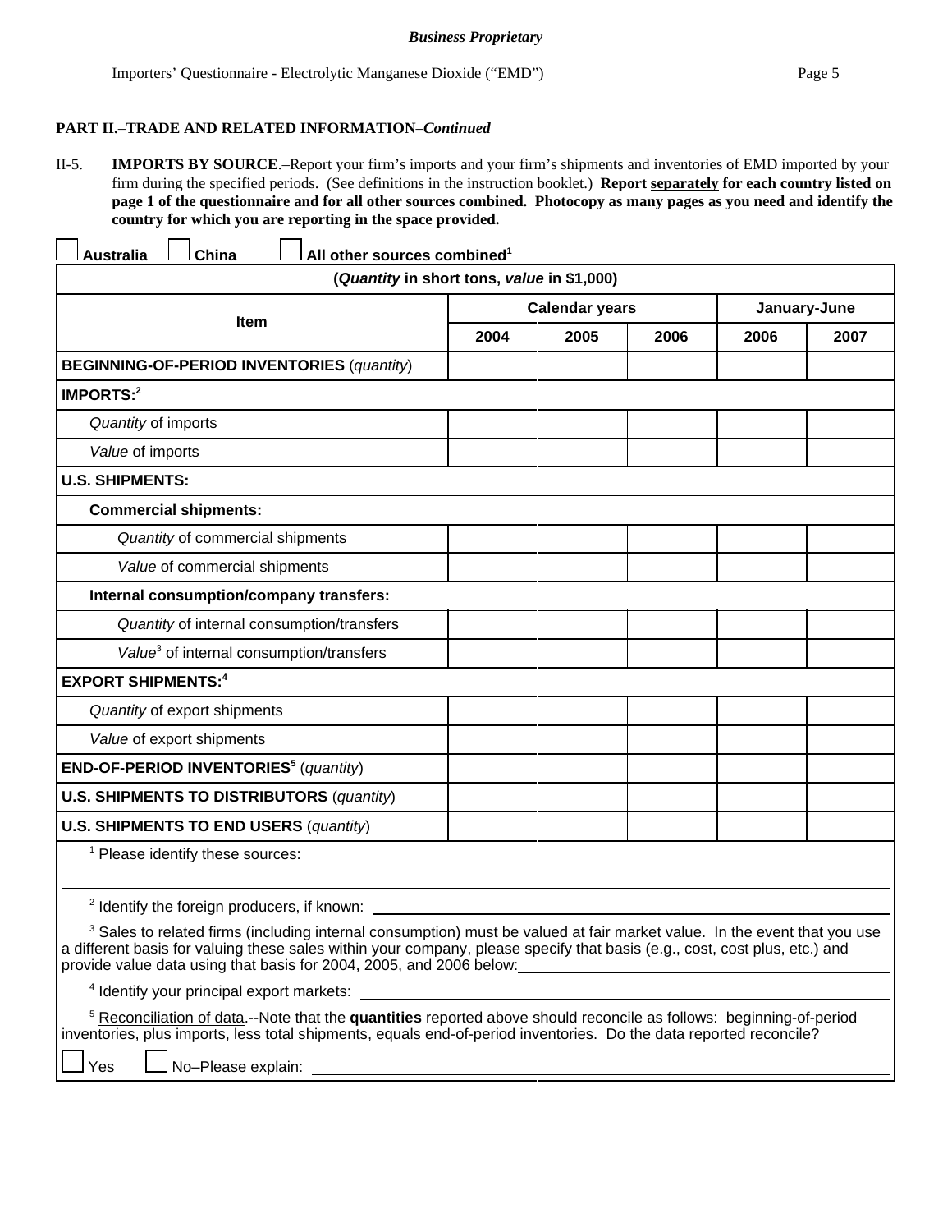**PART II.**–**TRADE AND RELATED INFORMATION**–*Continued*

II-5. **IMPORTS BY SOURCE**.–Report your firm's imports and your firm's shipments and inventories of EMD imported by your firm during the specified periods. (See definitions in the instruction booklet.) **Report separately for each country listed on page 1 of the questionnaire and for all other sources combined. Photocopy as many pages as you need and identify the country for which you are reporting in the space provided.**

☐ **Australia** ☐ **China** ☐ **All other sources combined**[1]

| (*Quantity* in short tons, *value* in $1,000) | | | | | |
|---|---|---|---|---|---|
| **Item** | **Calendar years** | | | **January-June** | |
| | **2004** | **2005** | **2006** | **2006** | **2007** |
| **BEGINNING-OF-PERIOD INVENTORIES** (*quantity*) | | | | | |
| **IMPORTS:**[2] | | | | | |
| *Quantity* of imports | | | | | |
| *Value* of imports | | | | | |
| **U.S. SHIPMENTS:** | | | | | |
| **Commercial shipments:** | | | | | |
| *Quantity* of commercial shipments | | | | | |
| *Value* of commercial shipments | | | | | |
| **Internal consumption/company transfers:** | | | | | |
| *Quantity* of internal consumption/transfers | | | | | |
| *Value*[3] of internal consumption/transfers | | | | | |
| **EXPORT SHIPMENTS:**[4] | | | | | |
| *Quantity* of export shipments | | | | | |
| *Value* of export shipments | | | | | |
| **END-OF-PERIOD INVENTORIES**[5] (*quantity*) | | | | | |
| **U.S. SHIPMENTS TO DISTRIBUTORS** (*quantity*) | | | | | |
| **U.S. SHIPMENTS TO END USERS** (*quantity*) | | | | | |

[1] Please identify these sources: ______________________________

[2] Identify the foreign producers, if known: ______________________________

[3] Sales to related firms (including internal consumption) must be valued at fair market value. In the event that you use a different basis for valuing these sales within your company, please specify that basis (e.g., cost, cost plus, etc.) and provide value data using that basis for 2004, 2005, and 2006 below: ______________________________

[4] Identify your principal export markets: ______________________________

[5] Reconciliation of data.--Note that the **quantities** reported above should reconcile as follows: beginning-of-period inventories, plus imports, less total shipments, equals end-of-period inventories. Do the data reported reconcile?

☐ Yes ☐ No–Please explain: ______________________________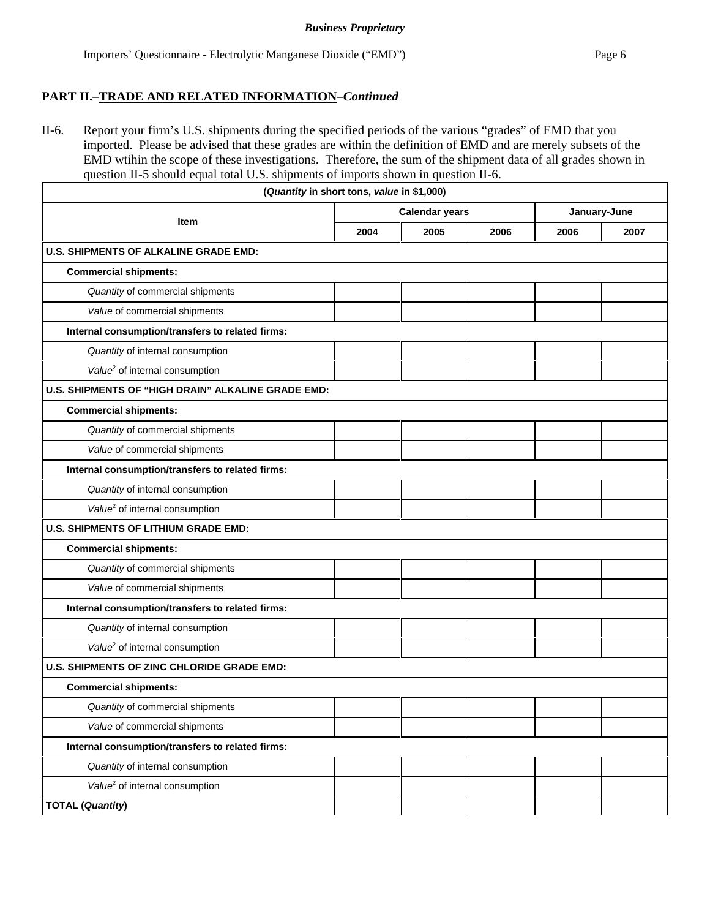## PART II.–TRADE AND RELATED INFORMATION–*Continued*

II-6. Report your firm's U.S. shipments during the specified periods of the various "grades" of EMD that you imported. Please be advised that these grades are within the definition of EMD and are merely subsets of the EMD wtihin the scope of these investigations. Therefore, the sum of the shipment data of all grades shown in question II-5 should equal total U.S. shipments of imports shown in question II-6.

| (*Quantity* in short tons, *value* in $1,000) | | | | | |
|---|---|---|---|---|---|
| Item | Calendar years | | | January-June | |
| | 2004 | 2005 | 2006 | 2006 | 2007 |
| **U.S. SHIPMENTS OF ALKALINE GRADE EMD:** | | | | | |
| **Commercial shipments:** | | | | | |
| *Quantity* of commercial shipments | | | | | |
| *Value* of commercial shipments | | | | | |
| **Internal consumption/transfers to related firms:** | | | | | |
| *Quantity* of internal consumption | | | | | |
| *Value*[2] of internal consumption | | | | | |
| **U.S. SHIPMENTS OF "HIGH DRAIN" ALKALINE GRADE EMD:** | | | | | |
| **Commercial shipments:** | | | | | |
| *Quantity* of commercial shipments | | | | | |
| *Value* of commercial shipments | | | | | |
| **Internal consumption/transfers to related firms:** | | | | | |
| *Quantity* of internal consumption | | | | | |
| *Value*[2] of internal consumption | | | | | |
| **U.S. SHIPMENTS OF LITHIUM GRADE EMD:** | | | | | |
| **Commercial shipments:** | | | | | |
| *Quantity* of commercial shipments | | | | | |
| *Value* of commercial shipments | | | | | |
| **Internal consumption/transfers to related firms:** | | | | | |
| *Quantity* of internal consumption | | | | | |
| *Value*[2] of internal consumption | | | | | |
| **U.S. SHIPMENTS OF ZINC CHLORIDE GRADE EMD:** | | | | | |
| **Commercial shipments:** | | | | | |
| *Quantity* of commercial shipments | | | | | |
| *Value* of commercial shipments | | | | | |
| **Internal consumption/transfers to related firms:** | | | | | |
| *Quantity* of internal consumption | | | | | |
| *Value*[2] of internal consumption | | | | | |
| **TOTAL (*Quantity*)** | | | | | |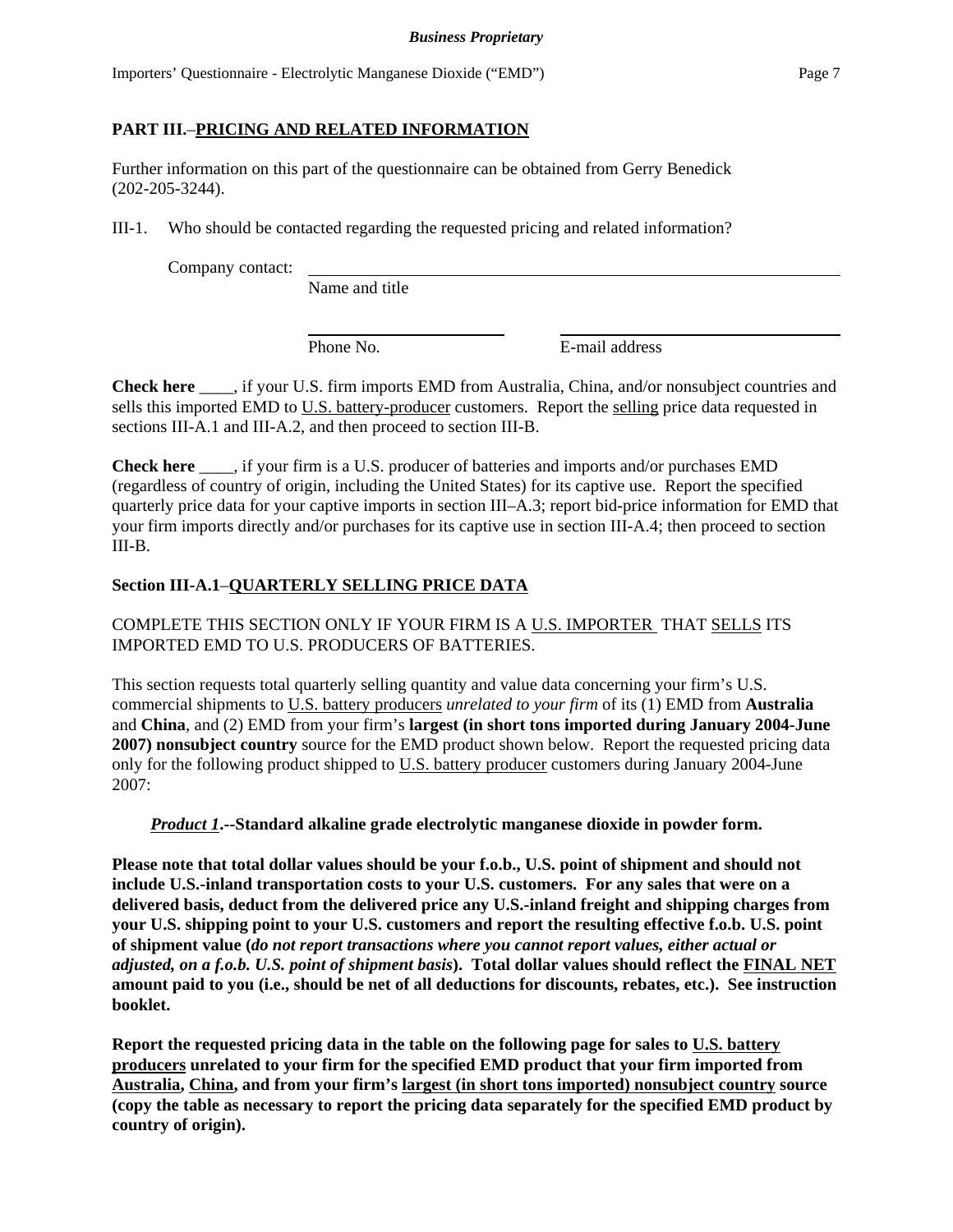## PART III.–PRICING AND RELATED INFORMATION

Further information on this part of the questionnaire can be obtained from Gerry Benedick (202-205-3244).

III-1. Who should be contacted regarding the requested pricing and related information?

Company contact: ______________________________________________
Name and title

______________________ ______________________________
Phone No. E-mail address

**Check here** ____, if your U.S. firm imports EMD from Australia, China, and/or nonsubject countries and sells this imported EMD to U.S. battery-producer customers. Report the selling price data requested in sections III-A.1 and III-A.2, and then proceed to section III-B.

**Check here** ____, if your firm is a U.S. producer of batteries and imports and/or purchases EMD (regardless of country of origin, including the United States) for its captive use. Report the specified quarterly price data for your captive imports in section III–A.3; report bid-price information for EMD that your firm imports directly and/or purchases for its captive use in section III-A.4; then proceed to section III-B.

### Section III-A.1–QUARTERLY SELLING PRICE DATA

COMPLETE THIS SECTION ONLY IF YOUR FIRM IS A U.S. IMPORTER THAT SELLS ITS IMPORTED EMD TO U.S. PRODUCERS OF BATTERIES.

This section requests total quarterly selling quantity and value data concerning your firm's U.S. commercial shipments to U.S. battery producers *unrelated to your firm* of its (1) EMD from **Australia** and **China**, and (2) EMD from your firm's **largest (in short tons imported during January 2004-June 2007) nonsubject country** source for the EMD product shown below. Report the requested pricing data only for the following product shipped to U.S. battery producer customers during January 2004-June 2007:

***Product 1*.--Standard alkaline grade electrolytic manganese dioxide in powder form.**

**Please note that total dollar values should be your f.o.b., U.S. point of shipment and should not include U.S.-inland transportation costs to your U.S. customers. For any sales that were on a delivered basis, deduct from the delivered price any U.S.-inland freight and shipping charges from your U.S. shipping point to your U.S. customers and report the resulting effective f.o.b. U.S. point of shipment value (*do not report transactions where you cannot report values, either actual or adjusted, on a f.o.b. U.S. point of shipment basis*). Total dollar values should reflect the FINAL NET amount paid to you (i.e., should be net of all deductions for discounts, rebates, etc.). See instruction booklet.**

**Report the requested pricing data in the table on the following page for sales to U.S. battery producers unrelated to your firm for the specified EMD product that your firm imported from Australia, China, and from your firm's largest (in short tons imported) nonsubject country source (copy the table as necessary to report the pricing data separately for the specified EMD product by country of origin).**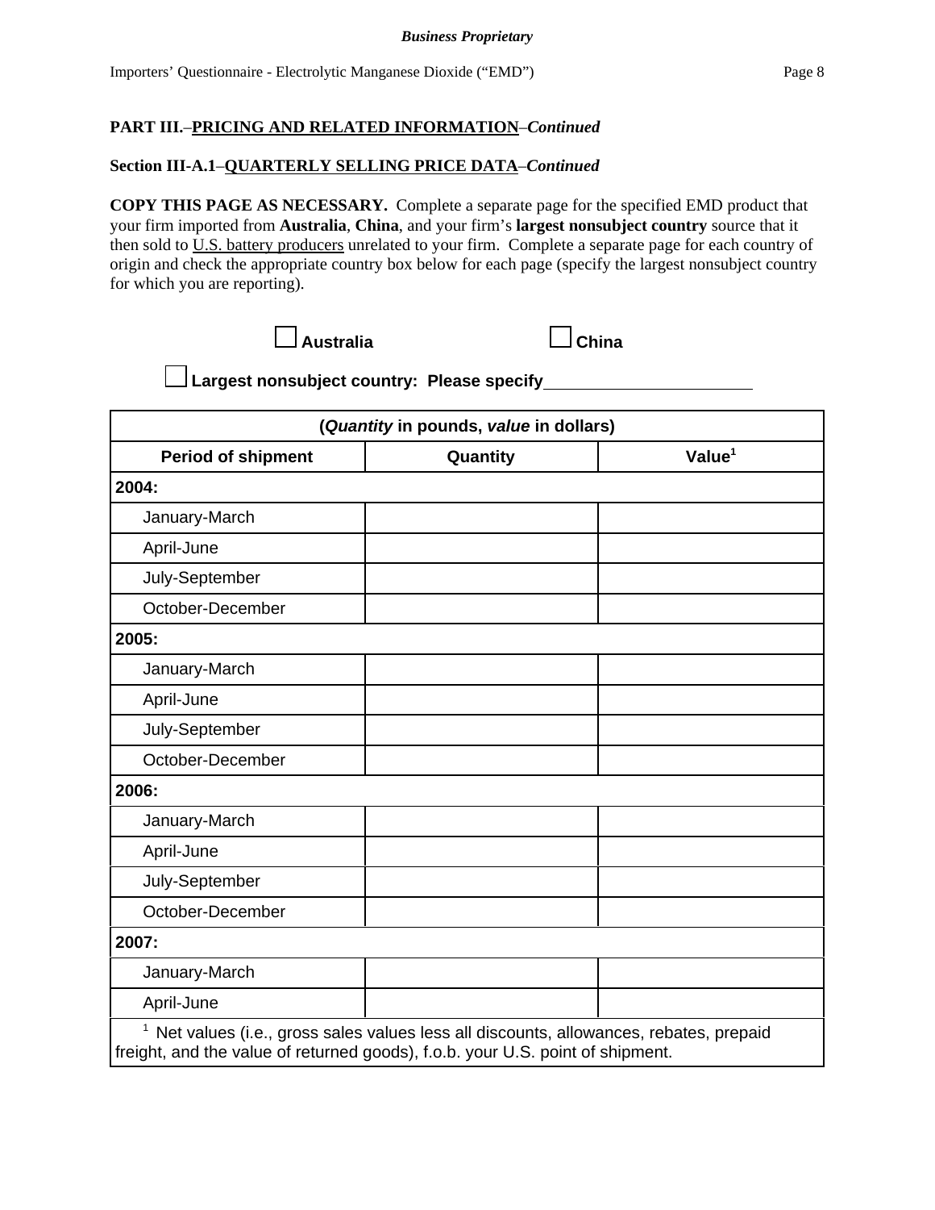**Business Proprietary**

**PART III.–PRICING AND RELATED INFORMATION–*Continued***

**Section III-A.1–QUARTERLY SELLING PRICE DATA–*Continued***

**COPY THIS PAGE AS NECESSARY.** Complete a separate page for the specified EMD product that your firm imported from **Australia**, **China**, and your firm's **largest nonsubject country** source that it then sold to U.S. battery producers unrelated to your firm. Complete a separate page for each country of origin and check the appropriate country box below for each page (specify the largest nonsubject country for which you are reporting).

☐ **Australia** ☐ **China**

☐ **Largest nonsubject country: Please specify** \_\_\_\_\_\_\_\_\_\_\_\_\_\_\_\_\_\_\_\_\_\_\_\_

| (*Quantity* in pounds, *value* in dollars) | | |
|---|---|---|
| **Period of shipment** | **Quantity** | **Value[1]** |
| **2004:** | | |
| January-March | | |
| April-June | | |
| July-September | | |
| October-December | | |
| **2005:** | | |
| January-March | | |
| April-June | | |
| July-September | | |
| October-December | | |
| **2006:** | | |
| January-March | | |
| April-June | | |
| July-September | | |
| October-December | | |
| **2007:** | | |
| January-March | | |
| April-June | | |

[1] Net values (i.e., gross sales values less all discounts, allowances, rebates, prepaid freight, and the value of returned goods), f.o.b. your U.S. point of shipment.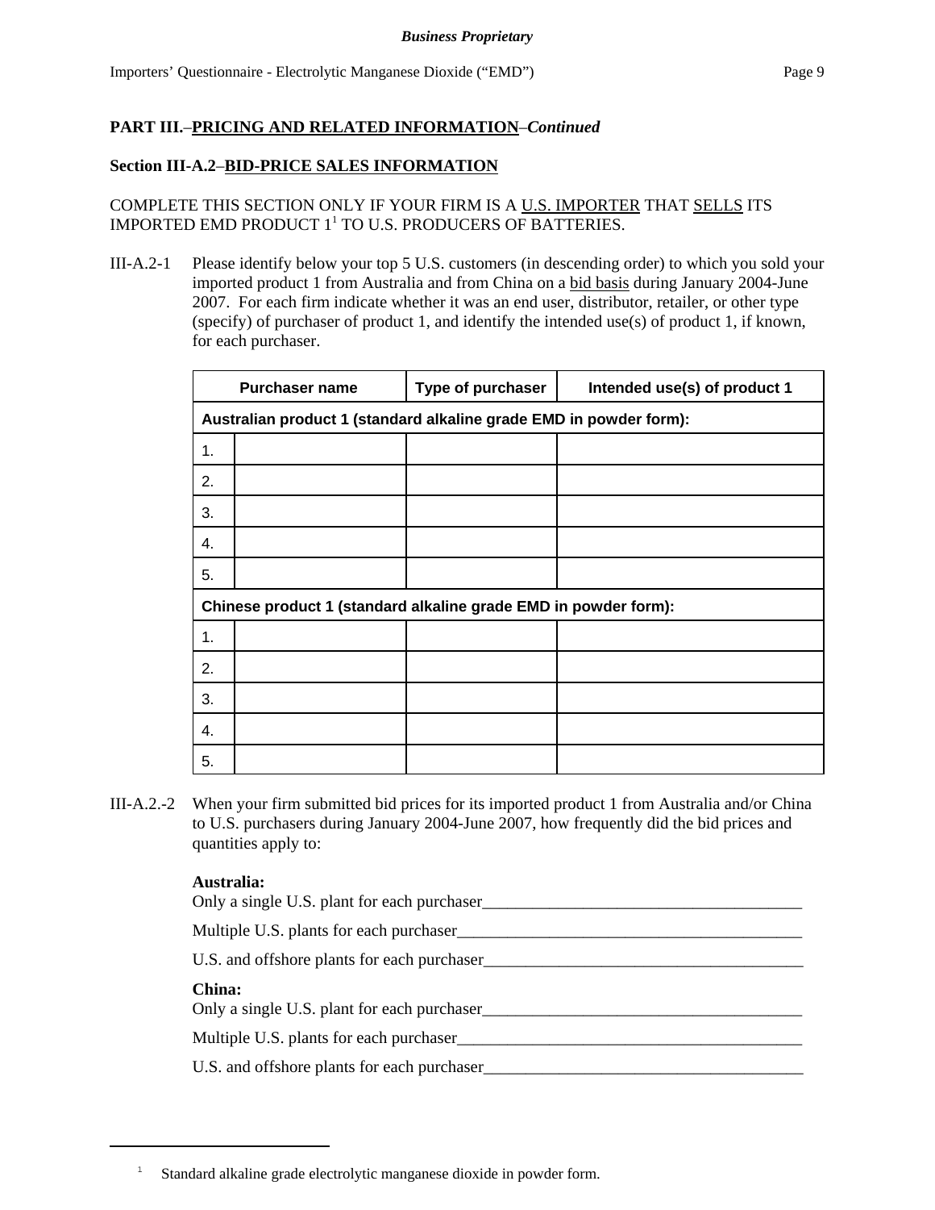**PART III.–PRICING AND RELATED INFORMATION–*Continued***

**Section III-A.2–BID-PRICE SALES INFORMATION**

COMPLETE THIS SECTION ONLY IF YOUR FIRM IS A U.S. IMPORTER THAT SELLS ITS IMPORTED EMD PRODUCT 1[1] TO U.S. PRODUCERS OF BATTERIES.

III-A.2-1 Please identify below your top 5 U.S. customers (in descending order) to which you sold your imported product 1 from Australia and from China on a bid basis during January 2004-June 2007. For each firm indicate whether it was an end user, distributor, retailer, or other type (specify) of purchaser of product 1, and identify the intended use(s) of product 1, if known, for each purchaser.

| Purchaser name | | Type of purchaser | Intended use(s) of product 1 |
|---|---|---|---|
| **Australian product 1 (standard alkaline grade EMD in powder form):** | | | |
| 1. | | | |
| 2. | | | |
| 3. | | | |
| 4. | | | |
| 5. | | | |
| **Chinese product 1 (standard alkaline grade EMD in powder form):** | | | |
| 1. | | | |
| 2. | | | |
| 3. | | | |
| 4. | | | |
| 5. | | | |

III-A.2.-2 When your firm submitted bid prices for its imported product 1 from Australia and/or China to U.S. purchasers during January 2004-June 2007, how frequently did the bid prices and quantities apply to:

**Australia:**
Only a single U.S. plant for each purchaser______________________________________

Multiple U.S. plants for each purchaser_________________________________________

U.S. and offshore plants for each purchaser______________________________________

**China:**
Only a single U.S. plant for each purchaser______________________________________

Multiple U.S. plants for each purchaser_________________________________________

U.S. and offshore plants for each purchaser______________________________________

---

[1] Standard alkaline grade electrolytic manganese dioxide in powder form.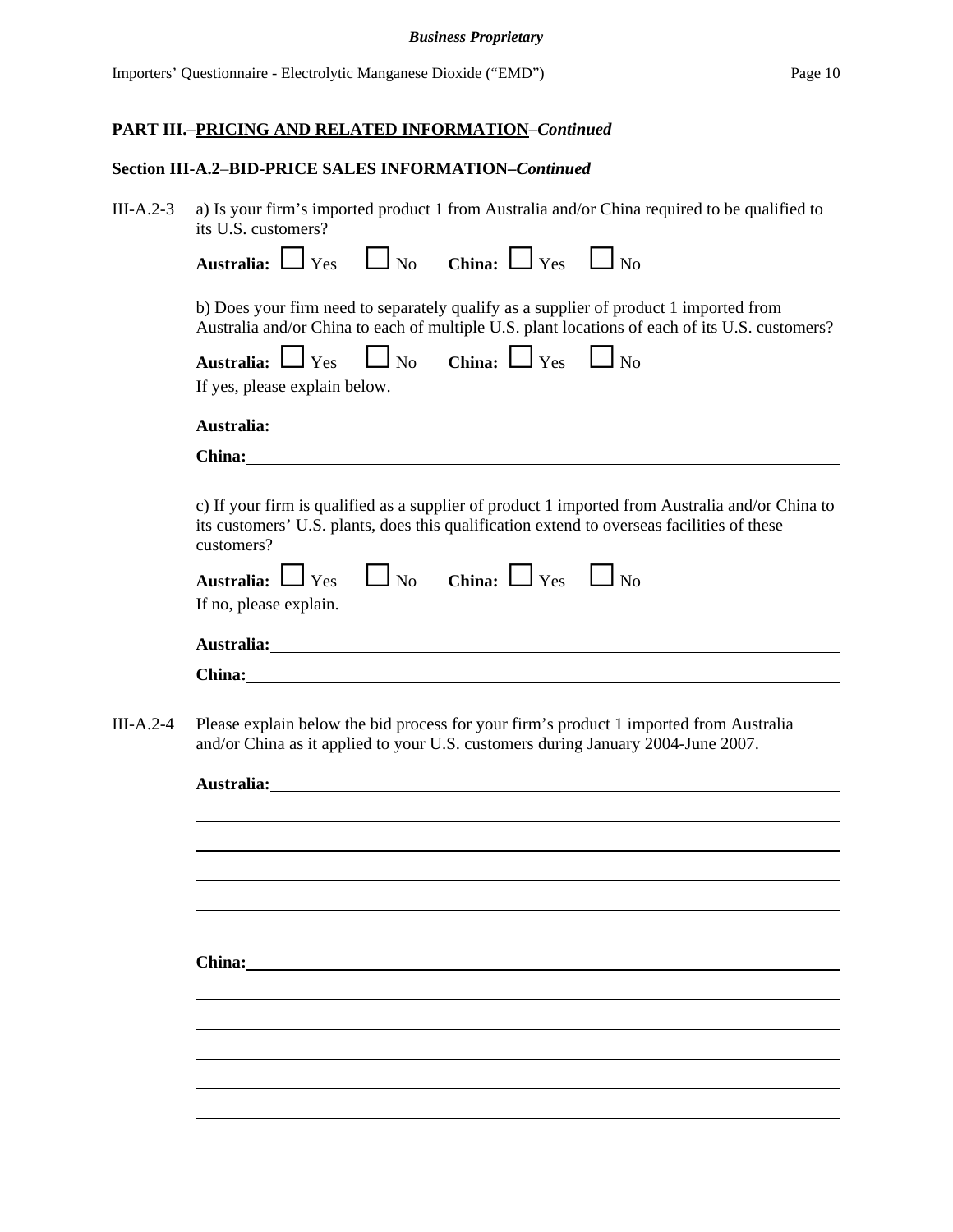**PART III.**–**PRICING AND RELATED INFORMATION**–*Continued*

**Section III-A.2**–**BID-PRICE SALES INFORMATION–*Continued***

III-A.2-3 a) Is your firm's imported product 1 from Australia and/or China required to be qualified to its U.S. customers?

**Australia:** ☐ Yes ☐ No **China:** ☐ Yes ☐ No

b) Does your firm need to separately qualify as a supplier of product 1 imported from Australia and/or China to each of multiple U.S. plant locations of each of its U.S. customers?

**Australia:** ☐ Yes ☐ No **China:** ☐ Yes ☐ No

If yes, please explain below.

**Australia:** ______________________________

**China:** ______________________________

c) If your firm is qualified as a supplier of product 1 imported from Australia and/or China to its customers' U.S. plants, does this qualification extend to overseas facilities of these customers?

**Australia:** ☐ Yes ☐ No **China:** ☐ Yes ☐ No

If no, please explain.

**Australia:** ______________________________

**China:** ______________________________

III-A.2-4 Please explain below the bid process for your firm's product 1 imported from Australia and/or China as it applied to your U.S. customers during January 2004-June 2007.

**Australia:** ______________________________

______________________________

______________________________

______________________________

______________________________

______________________________

**China:** ______________________________

______________________________

______________________________

______________________________

______________________________

______________________________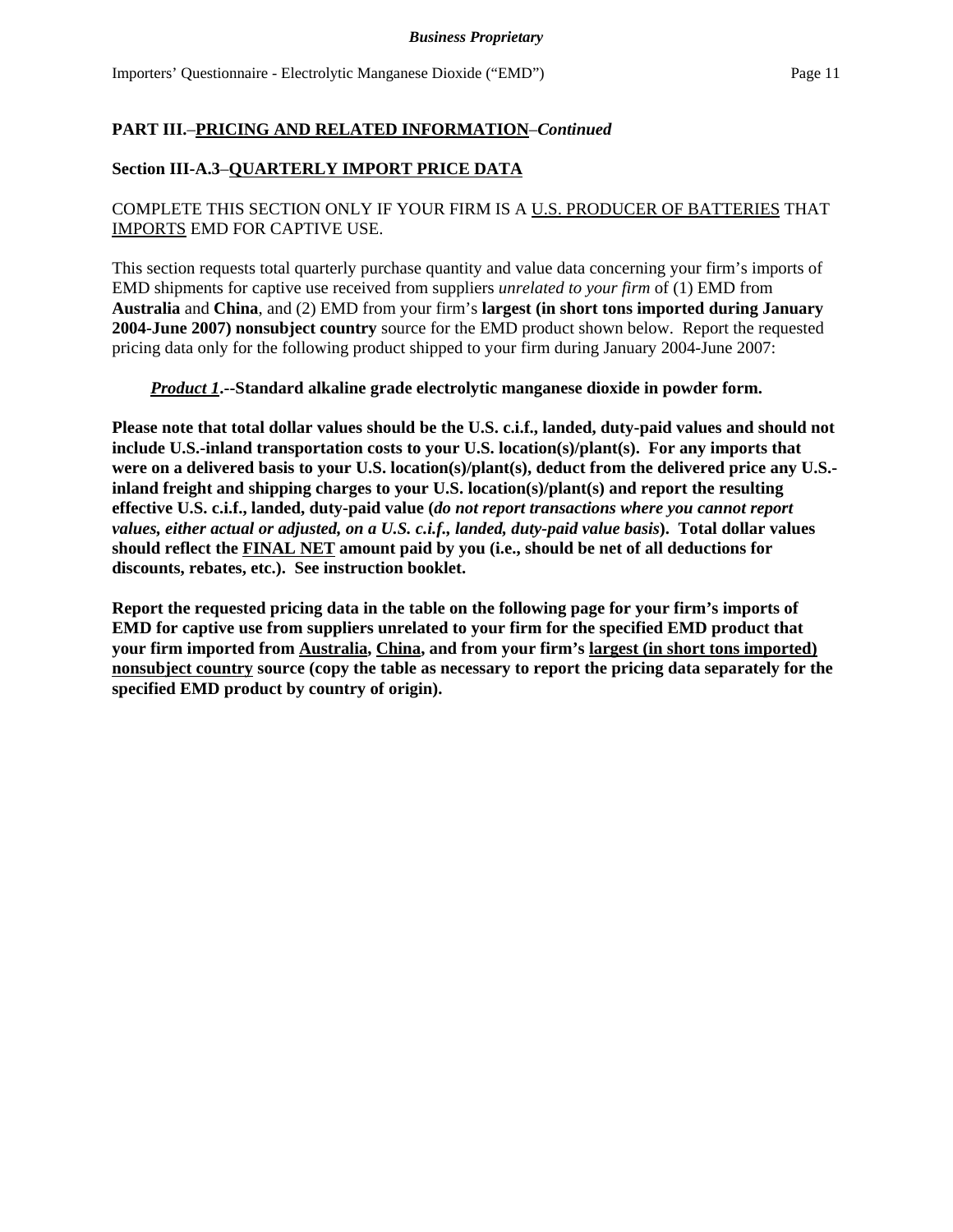**PART III.–PRICING AND RELATED INFORMATION–*Continued***

**Section III-A.3–QUARTERLY IMPORT PRICE DATA**

COMPLETE THIS SECTION ONLY IF YOUR FIRM IS A U.S. PRODUCER OF BATTERIES THAT IMPORTS EMD FOR CAPTIVE USE.

This section requests total quarterly purchase quantity and value data concerning your firm's imports of EMD shipments for captive use received from suppliers *unrelated to your firm* of (1) EMD from **Australia** and **China**, and (2) EMD from your firm's **largest (in short tons imported during January 2004-June 2007) nonsubject country** source for the EMD product shown below. Report the requested pricing data only for the following product shipped to your firm during January 2004-June 2007:

***Product 1*.--Standard alkaline grade electrolytic manganese dioxide in powder form.**

**Please note that total dollar values should be the U.S. c.i.f., landed, duty-paid values and should not include U.S.-inland transportation costs to your U.S. location(s)/plant(s). For any imports that were on a delivered basis to your U.S. location(s)/plant(s), deduct from the delivered price any U.S.-inland freight and shipping charges to your U.S. location(s)/plant(s) and report the resulting effective U.S. c.i.f., landed, duty-paid value (*do not report transactions where you cannot report values, either actual or adjusted, on a U.S. c.i.f., landed, duty-paid value basis*). Total dollar values should reflect the FINAL NET amount paid by you (i.e., should be net of all deductions for discounts, rebates, etc.). See instruction booklet.**

**Report the requested pricing data in the table on the following page for your firm's imports of EMD for captive use from suppliers unrelated to your firm for the specified EMD product that your firm imported from Australia, China, and from your firm's largest (in short tons imported) nonsubject country source (copy the table as necessary to report the pricing data separately for the specified EMD product by country of origin).**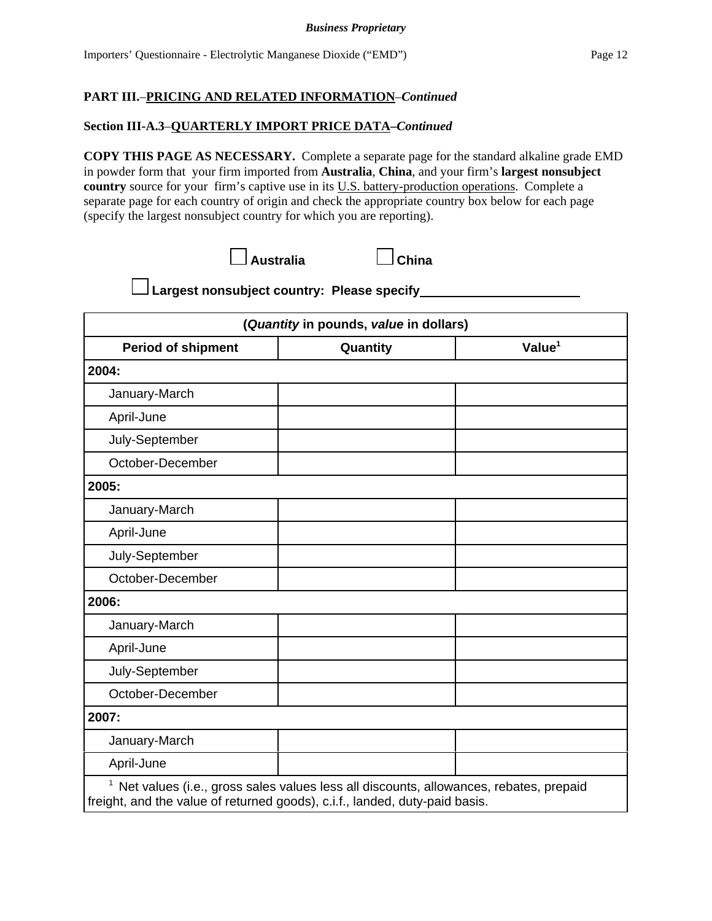**PART III.–PRICING AND RELATED INFORMATION–*Continued***

**Section III-A.3–QUARTERLY IMPORT PRICE DATA–*Continued***

**COPY THIS PAGE AS NECESSARY.** Complete a separate page for the standard alkaline grade EMD in powder form that your firm imported from **Australia**, **China**, and your firm's **largest nonsubject country** source for your firm's captive use in its U.S. battery-production operations. Complete a separate page for each country of origin and check the appropriate country box below for each page (specify the largest nonsubject country for which you are reporting).

☐ **Australia** ☐ **China**

☐ **Largest nonsubject country: Please specify**\_\_\_\_\_\_\_\_\_\_\_\_\_\_\_\_\_\_\_\_\_\_

| (*Quantity* in pounds, *value* in dollars) | | |
|---|---|---|
| **Period of shipment** | **Quantity** | **Value[1]** |
| **2004:** | | |
| January-March | | |
| April-June | | |
| July-September | | |
| October-December | | |
| **2005:** | | |
| January-March | | |
| April-June | | |
| July-September | | |
| October-December | | |
| **2006:** | | |
| January-March | | |
| April-June | | |
| July-September | | |
| October-December | | |
| **2007:** | | |
| January-March | | |
| April-June | | |

[1] Net values (i.e., gross sales values less all discounts, allowances, rebates, prepaid freight, and the value of returned goods), c.i.f., landed, duty-paid basis.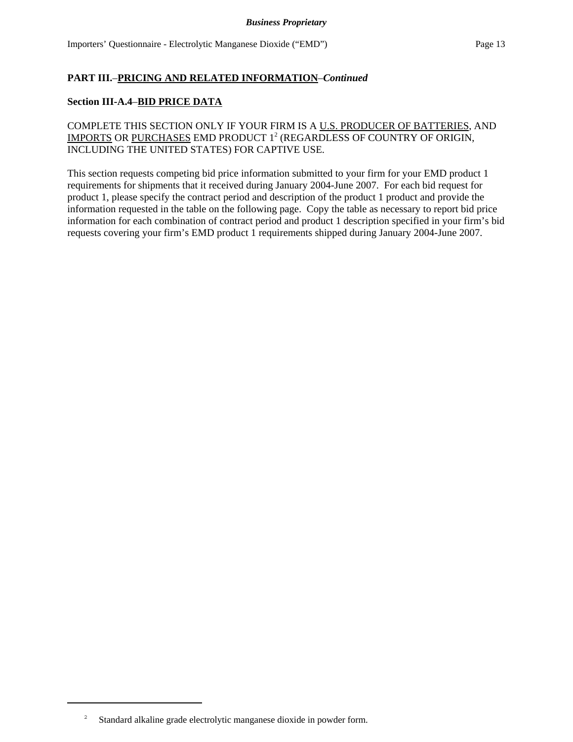**PART III.–PRICING AND RELATED INFORMATION–*Continued***

**Section III-A.4–BID PRICE DATA**

COMPLETE THIS SECTION ONLY IF YOUR FIRM IS A U.S. PRODUCER OF BATTERIES, AND IMPORTS OR PURCHASES EMD PRODUCT 1[2] (REGARDLESS OF COUNTRY OF ORIGIN, INCLUDING THE UNITED STATES) FOR CAPTIVE USE.

This section requests competing bid price information submitted to your firm for your EMD product 1 requirements for shipments that it received during January 2004-June 2007. For each bid request for product 1, please specify the contract period and description of the product 1 product and provide the information requested in the table on the following page. Copy the table as necessary to report bid price information for each combination of contract period and product 1 description specified in your firm's bid requests covering your firm's EMD product 1 requirements shipped during January 2004-June 2007.

---

[2] Standard alkaline grade electrolytic manganese dioxide in powder form.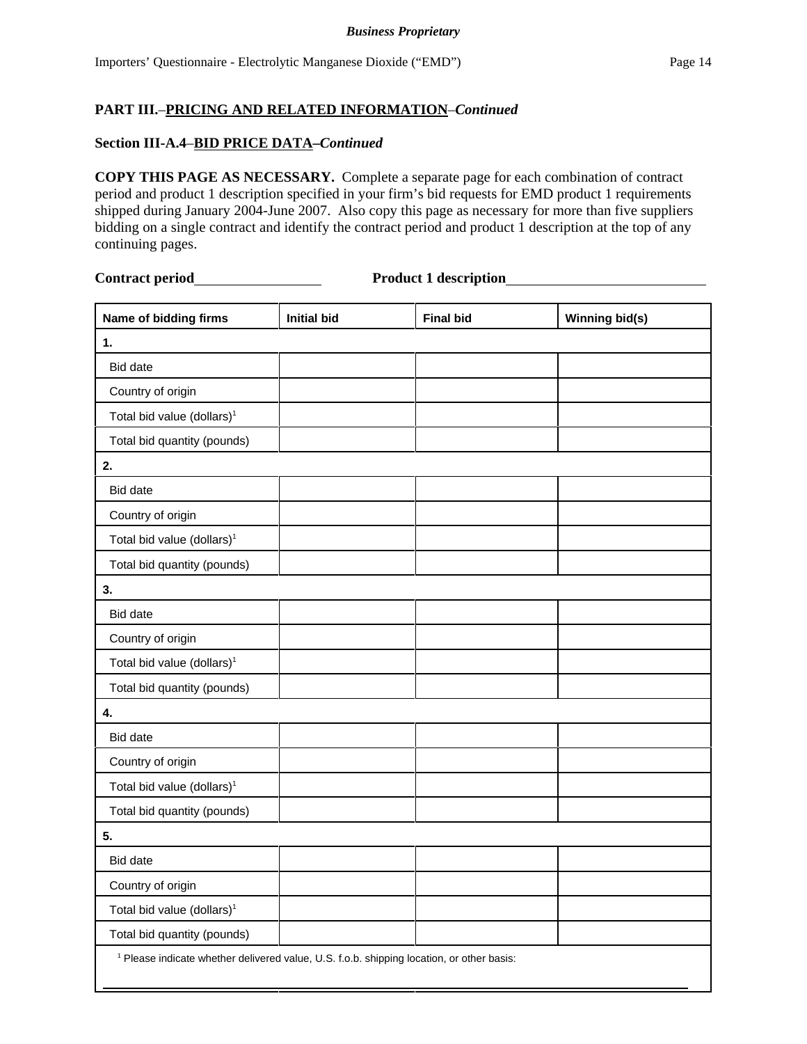*Business Proprietary*

**PART III.–PRICING AND RELATED INFORMATION–*Continued***

**Section III-A.4–BID PRICE DATA–*Continued***

**COPY THIS PAGE AS NECESSARY.** Complete a separate page for each combination of contract period and product 1 description specified in your firm's bid requests for EMD product 1 requirements shipped during January 2004-June 2007. Also copy this page as necessary for more than five suppliers bidding on a single contract and identify the contract period and product 1 description at the top of any continuing pages.

**Contract period**\_\_\_\_\_\_\_\_\_\_\_\_\_\_\_\_ **Product 1 description**\_\_\_\_\_\_\_\_\_\_\_\_\_\_\_\_\_\_\_\_\_\_\_\_\_\_

| Name of bidding firms | Initial bid | Final bid | Winning bid(s) |
|---|---|---|---|
| **1.** | | | |
| Bid date | | | |
| Country of origin | | | |
| Total bid value (dollars)[1] | | | |
| Total bid quantity (pounds) | | | |
| **2.** | | | |
| Bid date | | | |
| Country of origin | | | |
| Total bid value (dollars)[1] | | | |
| Total bid quantity (pounds) | | | |
| **3.** | | | |
| Bid date | | | |
| Country of origin | | | |
| Total bid value (dollars)[1] | | | |
| Total bid quantity (pounds) | | | |
| **4.** | | | |
| Bid date | | | |
| Country of origin | | | |
| Total bid value (dollars)[1] | | | |
| Total bid quantity (pounds) | | | |
| **5.** | | | |
| Bid date | | | |
| Country of origin | | | |
| Total bid value (dollars)[1] | | | |
| Total bid quantity (pounds) | | | |

[1] Please indicate whether delivered value, U.S. f.o.b. shipping location, or other basis:

\_\_\_\_\_\_\_\_\_\_\_\_\_\_\_\_\_\_\_\_\_\_\_\_\_\_\_\_\_\_\_\_\_\_\_\_\_\_\_\_\_\_\_\_\_\_\_\_\_\_\_\_\_\_\_\_\_\_\_\_\_\_\_\_\_\_\_\_\_\_\_\_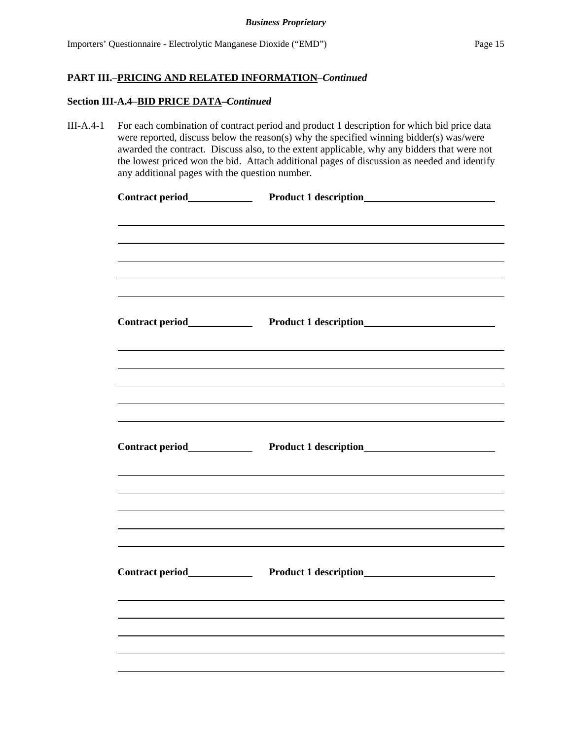*Business Proprietary*

**PART III.–PRICING AND RELATED INFORMATION–*Continued***

**Section III-A.4–BID PRICE DATA–*Continued***

III-A.4-1 For each combination of contract period and product 1 description for which bid price data were reported, discuss below the reason(s) why the specified winning bidder(s) was/were awarded the contract. Discuss also, to the extent applicable, why any bidders that were not the lowest priced won the bid. Attach additional pages of discussion as needed and identify any additional pages with the question number.

**Contract period**\_\_\_\_\_\_\_\_\_\_ **Product 1 description**\_\_\_\_\_\_\_\_\_\_\_\_\_\_\_\_\_\_\_\_

\_\_\_\_\_\_\_\_\_\_\_\_\_\_\_\_\_\_\_\_\_\_\_\_\_\_\_\_\_\_\_\_\_\_\_\_\_\_\_\_\_\_\_\_\_\_\_\_\_\_\_\_\_\_\_\_\_\_

\_\_\_\_\_\_\_\_\_\_\_\_\_\_\_\_\_\_\_\_\_\_\_\_\_\_\_\_\_\_\_\_\_\_\_\_\_\_\_\_\_\_\_\_\_\_\_\_\_\_\_\_\_\_\_\_\_\_

\_\_\_\_\_\_\_\_\_\_\_\_\_\_\_\_\_\_\_\_\_\_\_\_\_\_\_\_\_\_\_\_\_\_\_\_\_\_\_\_\_\_\_\_\_\_\_\_\_\_\_\_\_\_\_\_\_\_

\_\_\_\_\_\_\_\_\_\_\_\_\_\_\_\_\_\_\_\_\_\_\_\_\_\_\_\_\_\_\_\_\_\_\_\_\_\_\_\_\_\_\_\_\_\_\_\_\_\_\_\_\_\_\_\_\_\_

\_\_\_\_\_\_\_\_\_\_\_\_\_\_\_\_\_\_\_\_\_\_\_\_\_\_\_\_\_\_\_\_\_\_\_\_\_\_\_\_\_\_\_\_\_\_\_\_\_\_\_\_\_\_\_\_\_\_

**Contract period**\_\_\_\_\_\_\_\_\_\_ **Product 1 description**\_\_\_\_\_\_\_\_\_\_\_\_\_\_\_\_\_\_\_\_

\_\_\_\_\_\_\_\_\_\_\_\_\_\_\_\_\_\_\_\_\_\_\_\_\_\_\_\_\_\_\_\_\_\_\_\_\_\_\_\_\_\_\_\_\_\_\_\_\_\_\_\_\_\_\_\_\_\_

\_\_\_\_\_\_\_\_\_\_\_\_\_\_\_\_\_\_\_\_\_\_\_\_\_\_\_\_\_\_\_\_\_\_\_\_\_\_\_\_\_\_\_\_\_\_\_\_\_\_\_\_\_\_\_\_\_\_

\_\_\_\_\_\_\_\_\_\_\_\_\_\_\_\_\_\_\_\_\_\_\_\_\_\_\_\_\_\_\_\_\_\_\_\_\_\_\_\_\_\_\_\_\_\_\_\_\_\_\_\_\_\_\_\_\_\_

\_\_\_\_\_\_\_\_\_\_\_\_\_\_\_\_\_\_\_\_\_\_\_\_\_\_\_\_\_\_\_\_\_\_\_\_\_\_\_\_\_\_\_\_\_\_\_\_\_\_\_\_\_\_\_\_\_\_

\_\_\_\_\_\_\_\_\_\_\_\_\_\_\_\_\_\_\_\_\_\_\_\_\_\_\_\_\_\_\_\_\_\_\_\_\_\_\_\_\_\_\_\_\_\_\_\_\_\_\_\_\_\_\_\_\_\_

**Contract period**\_\_\_\_\_\_\_\_\_\_ **Product 1 description**\_\_\_\_\_\_\_\_\_\_\_\_\_\_\_\_\_\_\_\_

\_\_\_\_\_\_\_\_\_\_\_\_\_\_\_\_\_\_\_\_\_\_\_\_\_\_\_\_\_\_\_\_\_\_\_\_\_\_\_\_\_\_\_\_\_\_\_\_\_\_\_\_\_\_\_\_\_\_

\_\_\_\_\_\_\_\_\_\_\_\_\_\_\_\_\_\_\_\_\_\_\_\_\_\_\_\_\_\_\_\_\_\_\_\_\_\_\_\_\_\_\_\_\_\_\_\_\_\_\_\_\_\_\_\_\_\_

\_\_\_\_\_\_\_\_\_\_\_\_\_\_\_\_\_\_\_\_\_\_\_\_\_\_\_\_\_\_\_\_\_\_\_\_\_\_\_\_\_\_\_\_\_\_\_\_\_\_\_\_\_\_\_\_\_\_

\_\_\_\_\_\_\_\_\_\_\_\_\_\_\_\_\_\_\_\_\_\_\_\_\_\_\_\_\_\_\_\_\_\_\_\_\_\_\_\_\_\_\_\_\_\_\_\_\_\_\_\_\_\_\_\_\_\_

\_\_\_\_\_\_\_\_\_\_\_\_\_\_\_\_\_\_\_\_\_\_\_\_\_\_\_\_\_\_\_\_\_\_\_\_\_\_\_\_\_\_\_\_\_\_\_\_\_\_\_\_\_\_\_\_\_\_

**Contract period**\_\_\_\_\_\_\_\_\_\_ **Product 1 description**\_\_\_\_\_\_\_\_\_\_\_\_\_\_\_\_\_\_\_\_

\_\_\_\_\_\_\_\_\_\_\_\_\_\_\_\_\_\_\_\_\_\_\_\_\_\_\_\_\_\_\_\_\_\_\_\_\_\_\_\_\_\_\_\_\_\_\_\_\_\_\_\_\_\_\_\_\_\_

\_\_\_\_\_\_\_\_\_\_\_\_\_\_\_\_\_\_\_\_\_\_\_\_\_\_\_\_\_\_\_\_\_\_\_\_\_\_\_\_\_\_\_\_\_\_\_\_\_\_\_\_\_\_\_\_\_\_

\_\_\_\_\_\_\_\_\_\_\_\_\_\_\_\_\_\_\_\_\_\_\_\_\_\_\_\_\_\_\_\_\_\_\_\_\_\_\_\_\_\_\_\_\_\_\_\_\_\_\_\_\_\_\_\_\_\_

\_\_\_\_\_\_\_\_\_\_\_\_\_\_\_\_\_\_\_\_\_\_\_\_\_\_\_\_\_\_\_\_\_\_\_\_\_\_\_\_\_\_\_\_\_\_\_\_\_\_\_\_\_\_\_\_\_\_

\_\_\_\_\_\_\_\_\_\_\_\_\_\_\_\_\_\_\_\_\_\_\_\_\_\_\_\_\_\_\_\_\_\_\_\_\_\_\_\_\_\_\_\_\_\_\_\_\_\_\_\_\_\_\_\_\_\_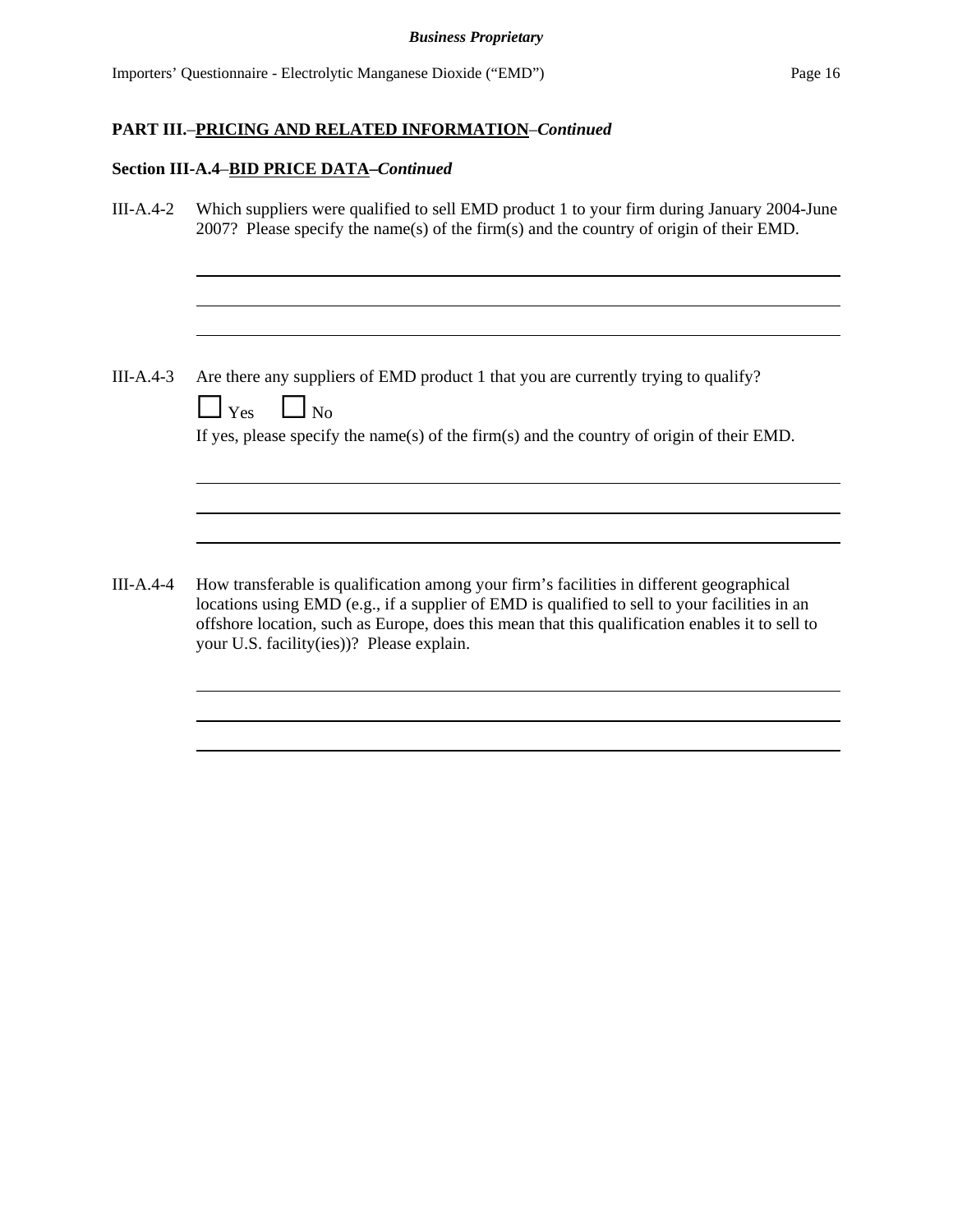**PART III.–PRICING AND RELATED INFORMATION–*Continued***

**Section III-A.4–BID PRICE DATA–*Continued***

III-A.4-2 Which suppliers were qualified to sell EMD product 1 to your firm during January 2004-June 2007? Please specify the name(s) of the firm(s) and the country of origin of their EMD.

\_\_\_\_\_\_\_\_\_\_\_\_\_\_\_\_\_\_\_\_\_\_\_\_\_\_\_\_\_\_\_\_\_\_\_\_\_\_\_\_

\_\_\_\_\_\_\_\_\_\_\_\_\_\_\_\_\_\_\_\_\_\_\_\_\_\_\_\_\_\_\_\_\_\_\_\_\_\_\_\_

\_\_\_\_\_\_\_\_\_\_\_\_\_\_\_\_\_\_\_\_\_\_\_\_\_\_\_\_\_\_\_\_\_\_\_\_\_\_\_\_

III-A.4-3 Are there any suppliers of EMD product 1 that you are currently trying to qualify?

☐ Yes ☐ No

If yes, please specify the name(s) of the firm(s) and the country of origin of their EMD.

\_\_\_\_\_\_\_\_\_\_\_\_\_\_\_\_\_\_\_\_\_\_\_\_\_\_\_\_\_\_\_\_\_\_\_\_\_\_\_\_

\_\_\_\_\_\_\_\_\_\_\_\_\_\_\_\_\_\_\_\_\_\_\_\_\_\_\_\_\_\_\_\_\_\_\_\_\_\_\_\_

\_\_\_\_\_\_\_\_\_\_\_\_\_\_\_\_\_\_\_\_\_\_\_\_\_\_\_\_\_\_\_\_\_\_\_\_\_\_\_\_

III-A.4-4 How transferable is qualification among your firm's facilities in different geographical locations using EMD (e.g., if a supplier of EMD is qualified to sell to your facilities in an offshore location, such as Europe, does this mean that this qualification enables it to sell to your U.S. facility(ies))? Please explain.

\_\_\_\_\_\_\_\_\_\_\_\_\_\_\_\_\_\_\_\_\_\_\_\_\_\_\_\_\_\_\_\_\_\_\_\_\_\_\_\_

\_\_\_\_\_\_\_\_\_\_\_\_\_\_\_\_\_\_\_\_\_\_\_\_\_\_\_\_\_\_\_\_\_\_\_\_\_\_\_\_

\_\_\_\_\_\_\_\_\_\_\_\_\_\_\_\_\_\_\_\_\_\_\_\_\_\_\_\_\_\_\_\_\_\_\_\_\_\_\_\_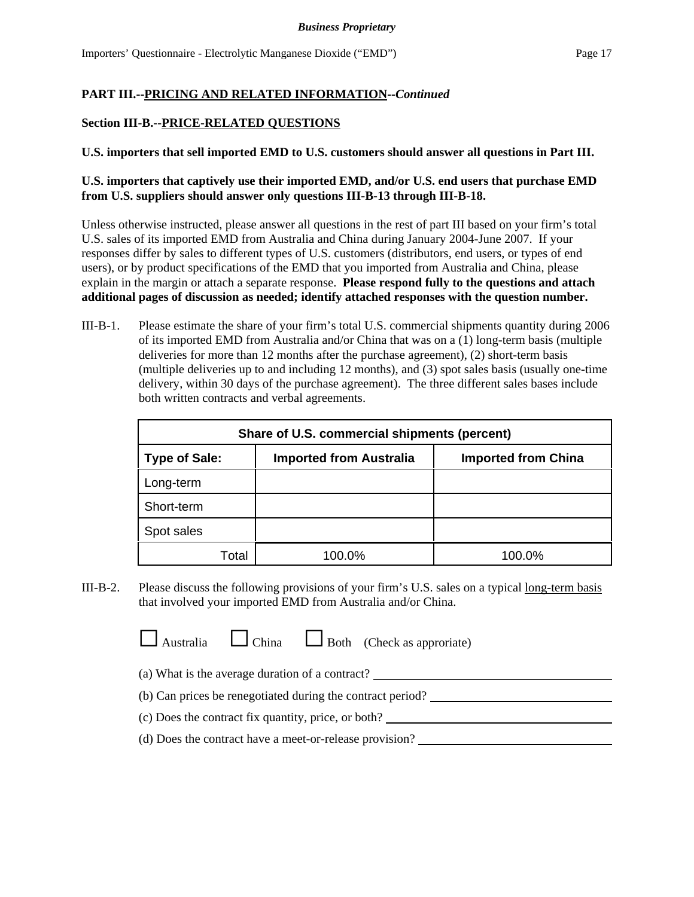## PART III.--PRICING AND RELATED INFORMATION--*Continued*

### Section III-B.--PRICE-RELATED QUESTIONS

**U.S. importers that sell imported EMD to U.S. customers should answer all questions in Part III.**

**U.S. importers that captively use their imported EMD, and/or U.S. end users that purchase EMD from U.S. suppliers should answer only questions III-B-13 through III-B-18.**

Unless otherwise instructed, please answer all questions in the rest of part III based on your firm's total U.S. sales of its imported EMD from Australia and China during January 2004-June 2007. If your responses differ by sales to different types of U.S. customers (distributors, end users, or types of end users), or by product specifications of the EMD that you imported from Australia and China, please explain in the margin or attach a separate response. **Please respond fully to the questions and attach additional pages of discussion as needed; identify attached responses with the question number.**

III-B-1. Please estimate the share of your firm's total U.S. commercial shipments quantity during 2006 of its imported EMD from Australia and/or China that was on a (1) long-term basis (multiple deliveries for more than 12 months after the purchase agreement), (2) short-term basis (multiple deliveries up to and including 12 months), and (3) spot sales basis (usually one-time delivery, within 30 days of the purchase agreement). The three different sales bases include both written contracts and verbal agreements.

| Share of U.S. commercial shipments (percent) | | |
|---|---|---|
| **Type of Sale:** | **Imported from Australia** | **Imported from China** |
| Long-term | | |
| Short-term | | |
| Spot sales | | |
| Total | 100.0% | 100.0% |

III-B-2. Please discuss the following provisions of your firm's U.S. sales on a typical long-term basis that involved your imported EMD from Australia and/or China.

☐ Australia ☐ China ☐ Both (Check as approriate)

(a) What is the average duration of a contract? ______________________

(b) Can prices be renegotiated during the contract period? ______________________

(c) Does the contract fix quantity, price, or both? ______________________

(d) Does the contract have a meet-or-release provision? ______________________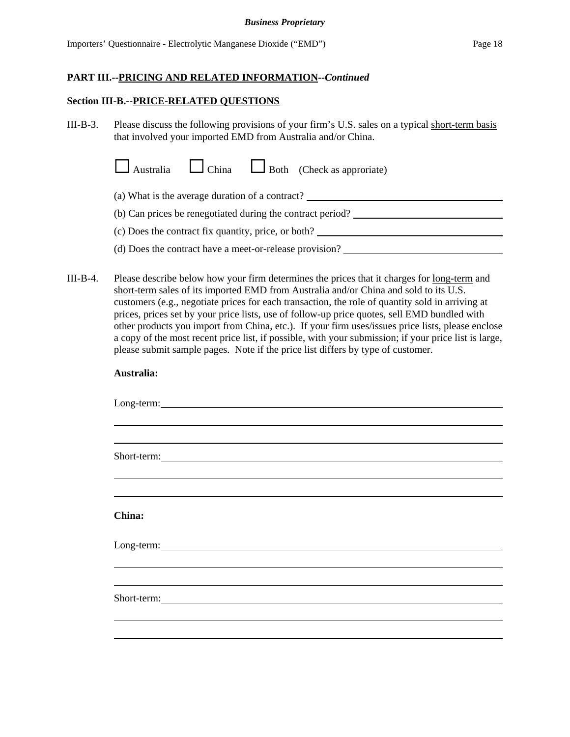**PART III.--PRICING AND RELATED INFORMATION--*Continued***

**Section III-B.--PRICE-RELATED QUESTIONS**

III-B-3. Please discuss the following provisions of your firm's U.S. sales on a typical short-term basis that involved your imported EMD from Australia and/or China.

☐ Australia ☐ China ☐ Both (Check as approriate)

(a) What is the average duration of a contract? ______________________

(b) Can prices be renegotiated during the contract period? ______________________

(c) Does the contract fix quantity, price, or both? ______________________

(d) Does the contract have a meet-or-release provision? ______________________

III-B-4. Please describe below how your firm determines the prices that it charges for long-term and short-term sales of its imported EMD from Australia and/or China and sold to its U.S. customers (e.g., negotiate prices for each transaction, the role of quantity sold in arriving at prices, prices set by your price lists, use of follow-up price quotes, sell EMD bundled with other products you import from China, etc.). If your firm uses/issues price lists, please enclose a copy of the most recent price list, if possible, with your submission; if your price list is large, please submit sample pages. Note if the price list differs by type of customer.

**Australia:**

Long-term: ______________________

Short-term: ______________________

**China:**

Long-term: ______________________

Short-term: ______________________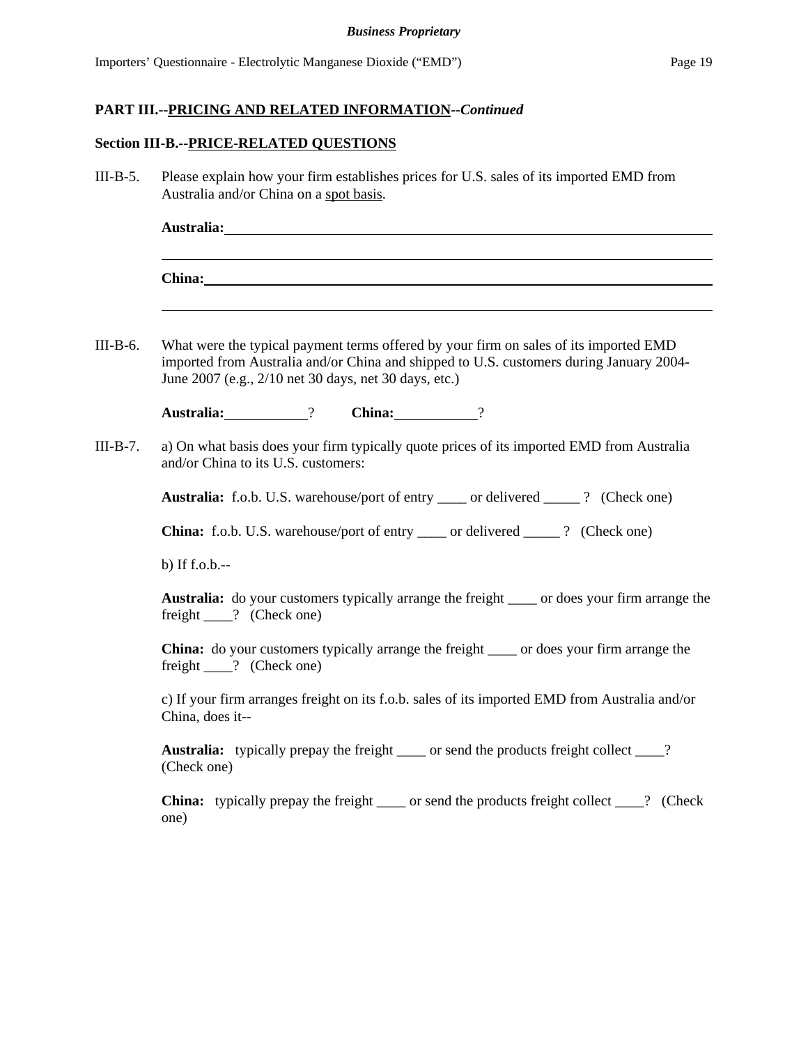**PART III.--PRICING AND RELATED INFORMATION--*Continued***

**Section III-B.--PRICE-RELATED QUESTIONS**

III-B-5. Please explain how your firm establishes prices for U.S. sales of its imported EMD from Australia and/or China on a spot basis.

**Australia:** ______________________________________________________________

______________________________________________________________

**China:** ______________________________________________________________

______________________________________________________________

III-B-6. What were the typical payment terms offered by your firm on sales of its imported EMD imported from Australia and/or China and shipped to U.S. customers during January 2004-June 2007 (e.g., 2/10 net 30 days, net 30 days, etc.)

**Australia:** __________? **China:** __________?

III-B-7. a) On what basis does your firm typically quote prices of its imported EMD from Australia and/or China to its U.S. customers:

**Australia:** f.o.b. U.S. warehouse/port of entry ____ or delivered _____ ? (Check one)

**China:** f.o.b. U.S. warehouse/port of entry ____ or delivered _____ ? (Check one)

b) If f.o.b.--

**Australia:** do your customers typically arrange the freight ____ or does your firm arrange the freight ____? (Check one)

**China:** do your customers typically arrange the freight ____ or does your firm arrange the freight ____? (Check one)

c) If your firm arranges freight on its f.o.b. sales of its imported EMD from Australia and/or China, does it--

**Australia:** typically prepay the freight ____ or send the products freight collect ____? (Check one)

**China:** typically prepay the freight ____ or send the products freight collect ____? (Check one)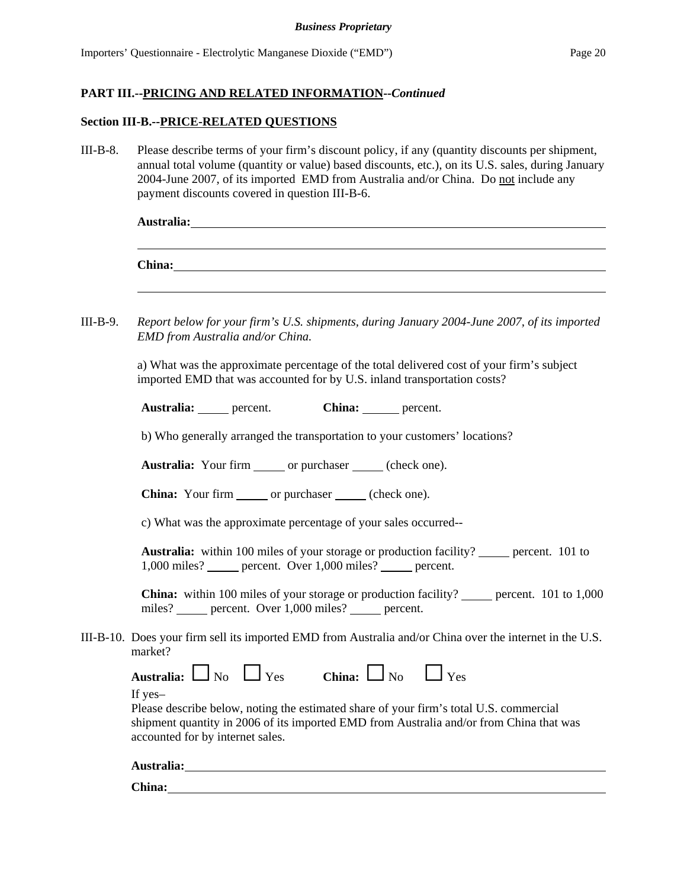## PART III.--PRICING AND RELATED INFORMATION--*Continued*

### Section III-B.--PRICE-RELATED QUESTIONS

III-B-8. Please describe terms of your firm's discount policy, if any (quantity discounts per shipment, annual total volume (quantity or value) based discounts, etc.), on its U.S. sales, during January 2004-June 2007, of its imported EMD from Australia and/or China. Do not include any payment discounts covered in question III-B-6.

**Australia:** ______________________________________________

______________________________________________

**China:** ______________________________________________

______________________________________________

III-B-9. *Report below for your firm's U.S. shipments, during January 2004-June 2007, of its imported EMD from Australia and/or China.*

a) What was the approximate percentage of the total delivered cost of your firm's subject imported EMD that was accounted for by U.S. inland transportation costs?

**Australia:** _____ percent. **China:** _____ percent.

b) Who generally arranged the transportation to your customers' locations?

**Australia:** Your firm _____ or purchaser _____ (check one).

**China:** Your firm _____ or purchaser _____ (check one).

c) What was the approximate percentage of your sales occurred--

**Australia:** within 100 miles of your storage or production facility? _____ percent. 101 to 1,000 miles? _____ percent. Over 1,000 miles? _____ percent.

**China:** within 100 miles of your storage or production facility? _____ percent. 101 to 1,000 miles? _____ percent. Over 1,000 miles? _____ percent.

III-B-10. Does your firm sell its imported EMD from Australia and/or China over the internet in the U.S. market?

**Australia:** ☐ No ☐ Yes **China:** ☐ No ☐ Yes

If yes–

Please describe below, noting the estimated share of your firm's total U.S. commercial shipment quantity in 2006 of its imported EMD from Australia and/or from China that was accounted for by internet sales.

**Australia:** ______________________________________________

**China:** ______________________________________________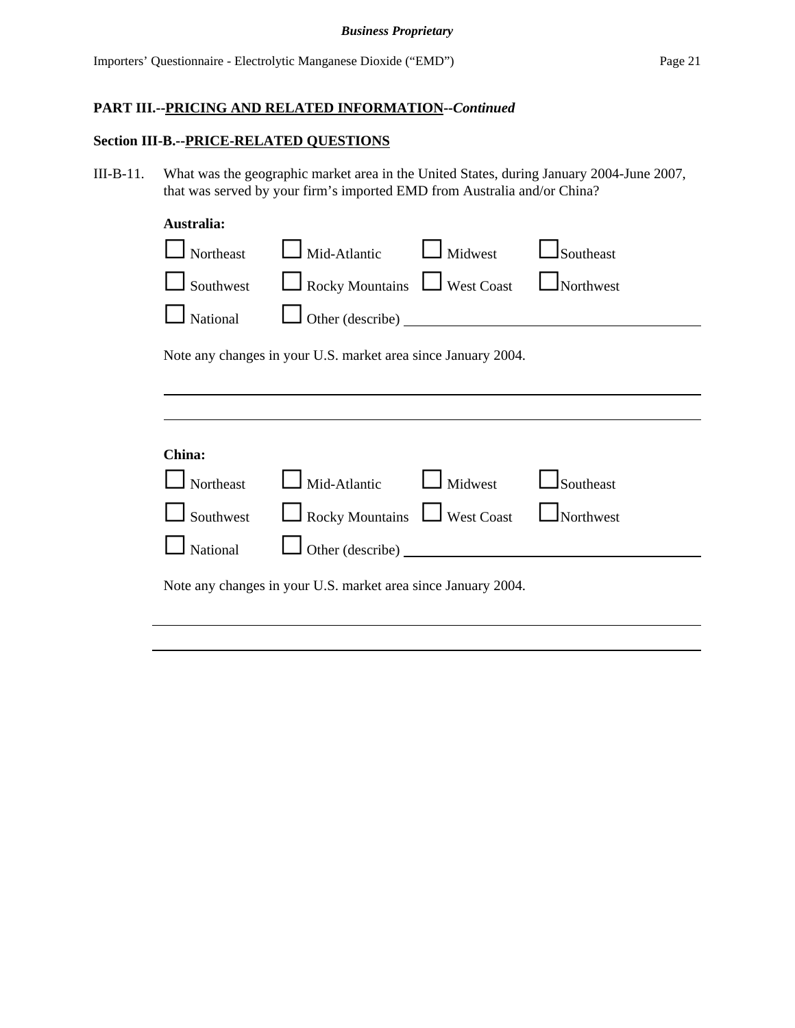**PART III.--PRICING AND RELATED INFORMATION--*Continued***

**Section III-B.--PRICE-RELATED QUESTIONS**

III-B-11. What was the geographic market area in the United States, during January 2004-June 2007, that was served by your firm's imported EMD from Australia and/or China?

**Australia:**

☐ Northeast ☐ Mid-Atlantic ☐ Midwest ☐ Southeast

☐ Southwest ☐ Rocky Mountains ☐ West Coast ☐ Northwest

☐ National ☐ Other (describe) ______________________________

Note any changes in your U.S. market area since January 2004.

______________________________________________________________

______________________________________________________________

**China:**

☐ Northeast ☐ Mid-Atlantic ☐ Midwest ☐ Southeast

☐ Southwest ☐ Rocky Mountains ☐ West Coast ☐ Northwest

☐ National ☐ Other (describe) ______________________________

Note any changes in your U.S. market area since January 2004.

______________________________________________________________

______________________________________________________________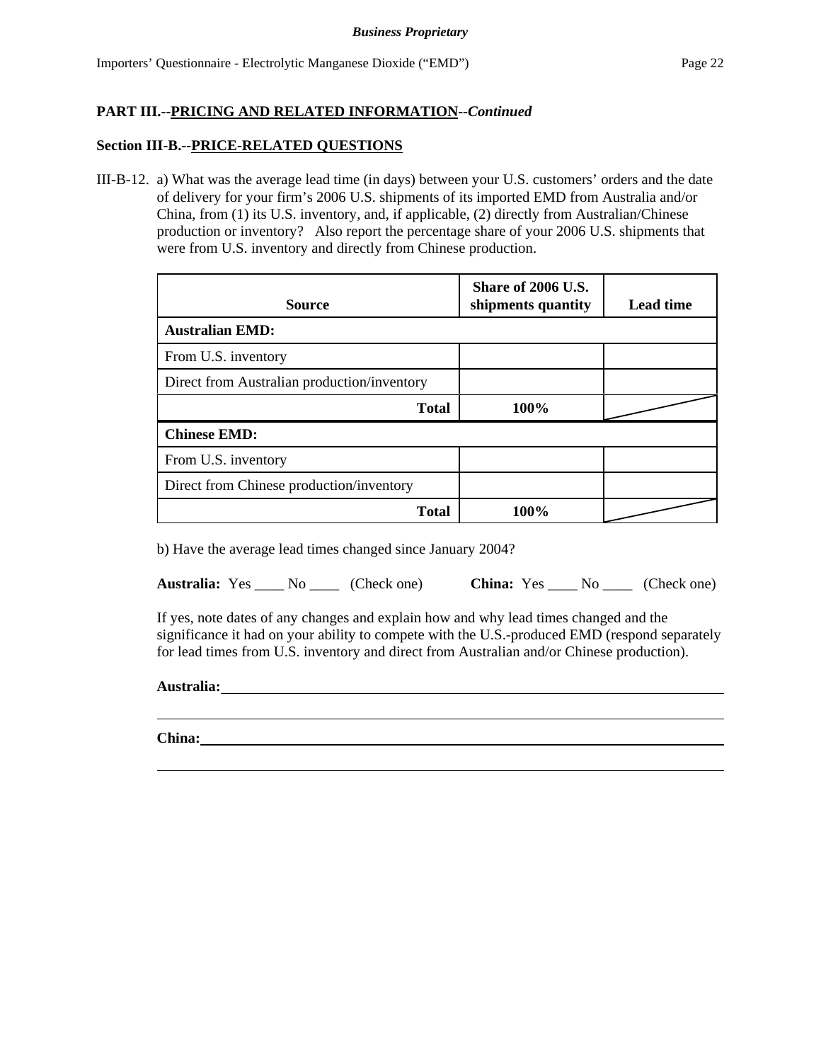**Business Proprietary**

## PART III.--PRICING AND RELATED INFORMATION--*Continued*

### Section III-B.--PRICE-RELATED QUESTIONS

III-B-12. a) What was the average lead time (in days) between your U.S. customers' orders and the date of delivery for your firm's 2006 U.S. shipments of its imported EMD from Australia and/or China, from (1) its U.S. inventory, and, if applicable, (2) directly from Australian/Chinese production or inventory? Also report the percentage share of your 2006 U.S. shipments that were from U.S. inventory and directly from Chinese production.

| Source | Share of 2006 U.S. shipments quantity | Lead time |
|---|---|---|
| **Australian EMD:** | | |
| From U.S. inventory | | |
| Direct from Australian production/inventory | | |
| **Total** | **100%** | |
| **Chinese EMD:** | | |
| From U.S. inventory | | |
| Direct from Chinese production/inventory | | |
| **Total** | **100%** | |

b) Have the average lead times changed since January 2004?

**Australia:** Yes ____ No ____ (Check one) **China:** Yes ____ No ____ (Check one)

If yes, note dates of any changes and explain how and why lead times changed and the significance it had on your ability to compete with the U.S.-produced EMD (respond separately for lead times from U.S. inventory and direct from Australian and/or Chinese production).

**Australia:** ________________________________________________________________

________________________________________________________________

**China:** ________________________________________________________________

________________________________________________________________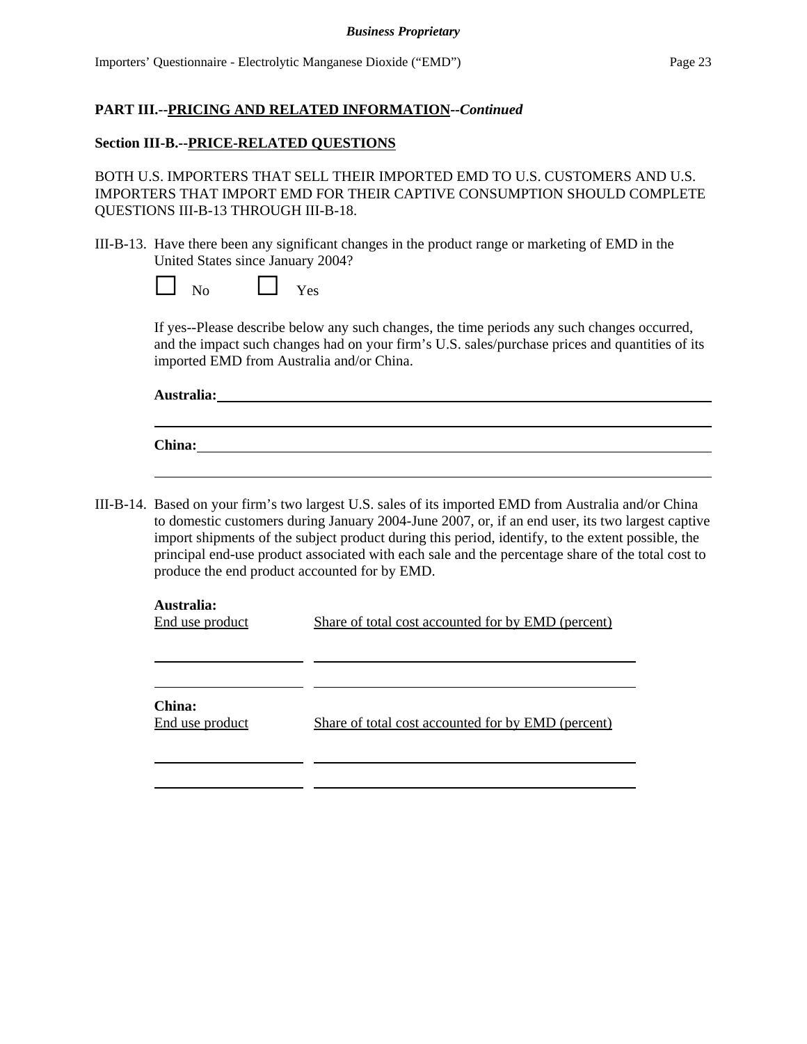**PART III.--PRICING AND RELATED INFORMATION--*Continued***

**Section III-B.--PRICE-RELATED QUESTIONS**

BOTH U.S. IMPORTERS THAT SELL THEIR IMPORTED EMD TO U.S. CUSTOMERS AND U.S. IMPORTERS THAT IMPORT EMD FOR THEIR CAPTIVE CONSUMPTION SHOULD COMPLETE QUESTIONS III-B-13 THROUGH III-B-18.

III-B-13. Have there been any significant changes in the product range or marketing of EMD in the United States since January 2004?

☐ No ☐ Yes

If yes--Please describe below any such changes, the time periods any such changes occurred, and the impact such changes had on your firm's U.S. sales/purchase prices and quantities of its imported EMD from Australia and/or China.

**Australia:** ____________________________________________

____________________________________________

**China:** ____________________________________________

____________________________________________

III-B-14. Based on your firm's two largest U.S. sales of its imported EMD from Australia and/or China to domestic customers during January 2004-June 2007, or, if an end user, its two largest captive import shipments of the subject product during this period, identify, to the extent possible, the principal end-use product associated with each sale and the percentage share of the total cost to produce the end product accounted for by EMD.

**Australia:**

| End use product | Share of total cost accounted for by EMD (percent) |
|---|---|
| | |
| | |

**China:**

| End use product | Share of total cost accounted for by EMD (percent) |
|---|---|
| | |
| | |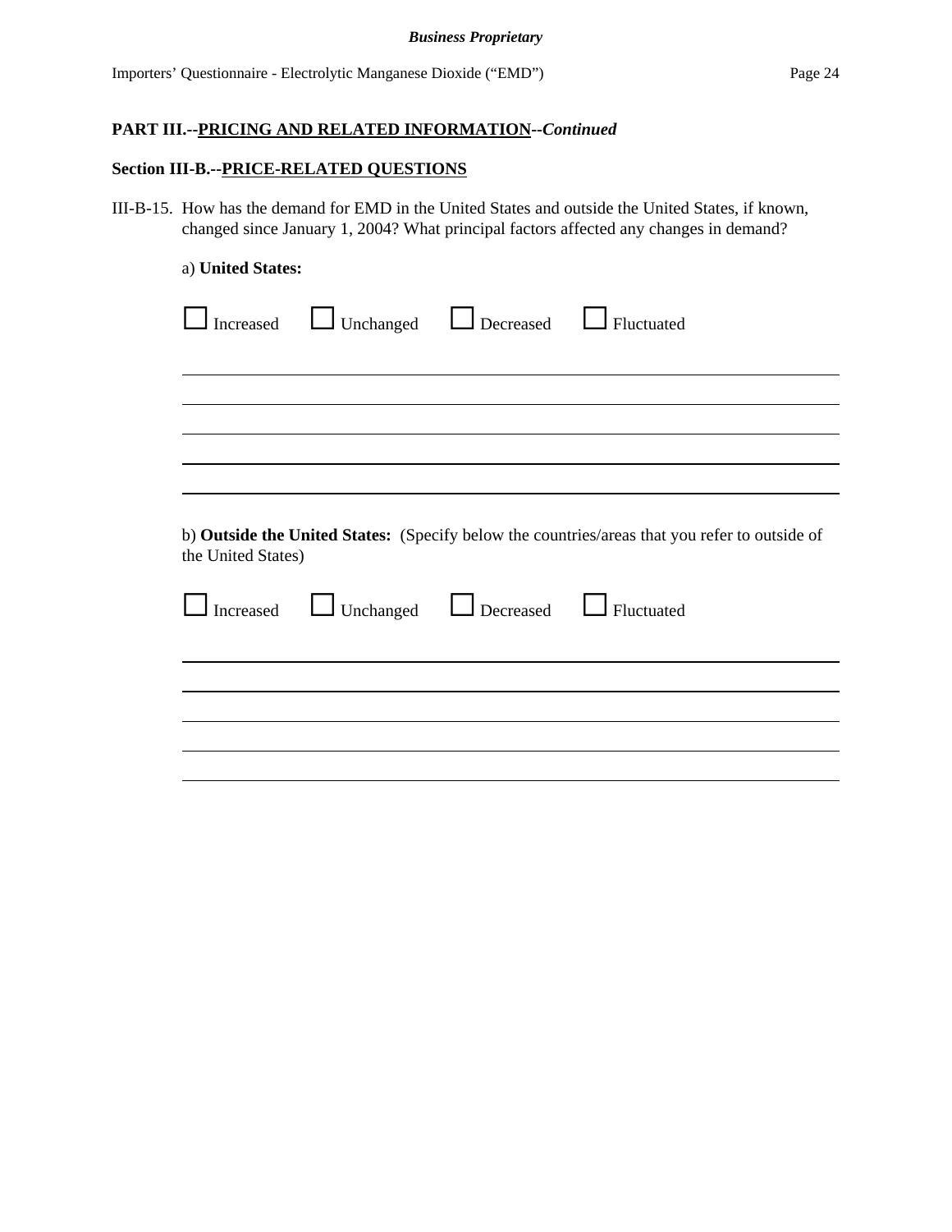**PART III.--PRICING AND RELATED INFORMATION--*Continued***

**Section III-B.--PRICE-RELATED QUESTIONS**

III-B-15. How has the demand for EMD in the United States and outside the United States, if known, changed since January 1, 2004? What principal factors affected any changes in demand?

a) **United States:**

☐ Increased ☐ Unchanged ☐ Decreased ☐ Fluctuated

\_\_\_\_\_\_\_\_\_\_\_\_\_\_\_\_\_\_\_\_\_\_\_\_\_\_\_\_\_\_\_\_\_\_\_\_\_\_\_\_\_\_\_\_\_\_\_\_\_\_\_\_\_\_\_\_\_\_\_\_\_\_\_\_\_\_\_\_\_\_\_\_\_\_\_\_\_\_

\_\_\_\_\_\_\_\_\_\_\_\_\_\_\_\_\_\_\_\_\_\_\_\_\_\_\_\_\_\_\_\_\_\_\_\_\_\_\_\_\_\_\_\_\_\_\_\_\_\_\_\_\_\_\_\_\_\_\_\_\_\_\_\_\_\_\_\_\_\_\_\_\_\_\_\_\_\_

\_\_\_\_\_\_\_\_\_\_\_\_\_\_\_\_\_\_\_\_\_\_\_\_\_\_\_\_\_\_\_\_\_\_\_\_\_\_\_\_\_\_\_\_\_\_\_\_\_\_\_\_\_\_\_\_\_\_\_\_\_\_\_\_\_\_\_\_\_\_\_\_\_\_\_\_\_\_

\_\_\_\_\_\_\_\_\_\_\_\_\_\_\_\_\_\_\_\_\_\_\_\_\_\_\_\_\_\_\_\_\_\_\_\_\_\_\_\_\_\_\_\_\_\_\_\_\_\_\_\_\_\_\_\_\_\_\_\_\_\_\_\_\_\_\_\_\_\_\_\_\_\_\_\_\_\_

\_\_\_\_\_\_\_\_\_\_\_\_\_\_\_\_\_\_\_\_\_\_\_\_\_\_\_\_\_\_\_\_\_\_\_\_\_\_\_\_\_\_\_\_\_\_\_\_\_\_\_\_\_\_\_\_\_\_\_\_\_\_\_\_\_\_\_\_\_\_\_\_\_\_\_\_\_\_

b) **Outside the United States:** (Specify below the countries/areas that you refer to outside of the United States)

☐ Increased ☐ Unchanged ☐ Decreased ☐ Fluctuated

\_\_\_\_\_\_\_\_\_\_\_\_\_\_\_\_\_\_\_\_\_\_\_\_\_\_\_\_\_\_\_\_\_\_\_\_\_\_\_\_\_\_\_\_\_\_\_\_\_\_\_\_\_\_\_\_\_\_\_\_\_\_\_\_\_\_\_\_\_\_\_\_\_\_\_\_\_\_

\_\_\_\_\_\_\_\_\_\_\_\_\_\_\_\_\_\_\_\_\_\_\_\_\_\_\_\_\_\_\_\_\_\_\_\_\_\_\_\_\_\_\_\_\_\_\_\_\_\_\_\_\_\_\_\_\_\_\_\_\_\_\_\_\_\_\_\_\_\_\_\_\_\_\_\_\_\_

\_\_\_\_\_\_\_\_\_\_\_\_\_\_\_\_\_\_\_\_\_\_\_\_\_\_\_\_\_\_\_\_\_\_\_\_\_\_\_\_\_\_\_\_\_\_\_\_\_\_\_\_\_\_\_\_\_\_\_\_\_\_\_\_\_\_\_\_\_\_\_\_\_\_\_\_\_\_

\_\_\_\_\_\_\_\_\_\_\_\_\_\_\_\_\_\_\_\_\_\_\_\_\_\_\_\_\_\_\_\_\_\_\_\_\_\_\_\_\_\_\_\_\_\_\_\_\_\_\_\_\_\_\_\_\_\_\_\_\_\_\_\_\_\_\_\_\_\_\_\_\_\_\_\_\_\_

\_\_\_\_\_\_\_\_\_\_\_\_\_\_\_\_\_\_\_\_\_\_\_\_\_\_\_\_\_\_\_\_\_\_\_\_\_\_\_\_\_\_\_\_\_\_\_\_\_\_\_\_\_\_\_\_\_\_\_\_\_\_\_\_\_\_\_\_\_\_\_\_\_\_\_\_\_\_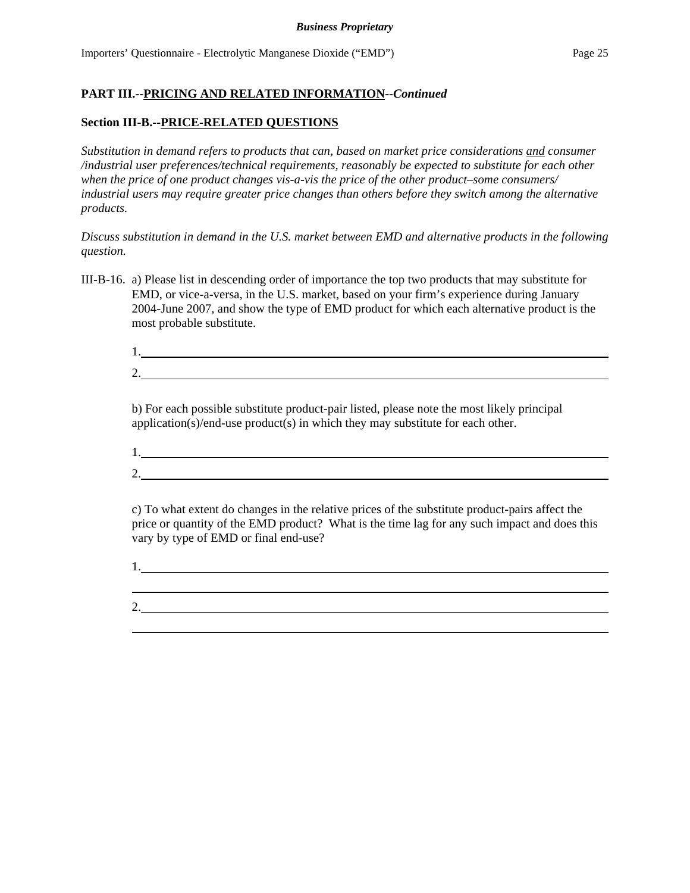## PART III.--PRICING AND RELATED INFORMATION--*Continued*

### Section III-B.--PRICE-RELATED QUESTIONS

*Substitution in demand refers to products that can, based on market price considerations and consumer /industrial user preferences/technical requirements, reasonably be expected to substitute for each other when the price of one product changes vis-a-vis the price of the other product–some consumers/ industrial users may require greater price changes than others before they switch among the alternative products.*

*Discuss substitution in demand in the U.S. market between EMD and alternative products in the following question.*

III-B-16. a) Please list in descending order of importance the top two products that may substitute for EMD, or vice-a-versa, in the U.S. market, based on your firm's experience during January 2004-June 2007, and show the type of EMD product for which each alternative product is the most probable substitute.

1.\_\_\_\_\_\_\_\_\_\_\_\_\_\_\_\_\_\_\_\_\_\_\_\_\_\_\_\_\_\_\_\_\_\_\_\_\_\_\_\_

2.\_\_\_\_\_\_\_\_\_\_\_\_\_\_\_\_\_\_\_\_\_\_\_\_\_\_\_\_\_\_\_\_\_\_\_\_\_\_\_\_

b) For each possible substitute product-pair listed, please note the most likely principal application(s)/end-use product(s) in which they may substitute for each other.

1.\_\_\_\_\_\_\_\_\_\_\_\_\_\_\_\_\_\_\_\_\_\_\_\_\_\_\_\_\_\_\_\_\_\_\_\_\_\_\_\_

2.\_\_\_\_\_\_\_\_\_\_\_\_\_\_\_\_\_\_\_\_\_\_\_\_\_\_\_\_\_\_\_\_\_\_\_\_\_\_\_\_

c) To what extent do changes in the relative prices of the substitute product-pairs affect the price or quantity of the EMD product? What is the time lag for any such impact and does this vary by type of EMD or final end-use?

1.\_\_\_\_\_\_\_\_\_\_\_\_\_\_\_\_\_\_\_\_\_\_\_\_\_\_\_\_\_\_\_\_\_\_\_\_\_\_\_\_

\_\_\_\_\_\_\_\_\_\_\_\_\_\_\_\_\_\_\_\_\_\_\_\_\_\_\_\_\_\_\_\_\_\_\_\_\_\_\_\_

2.\_\_\_\_\_\_\_\_\_\_\_\_\_\_\_\_\_\_\_\_\_\_\_\_\_\_\_\_\_\_\_\_\_\_\_\_\_\_\_\_

\_\_\_\_\_\_\_\_\_\_\_\_\_\_\_\_\_\_\_\_\_\_\_\_\_\_\_\_\_\_\_\_\_\_\_\_\_\_\_\_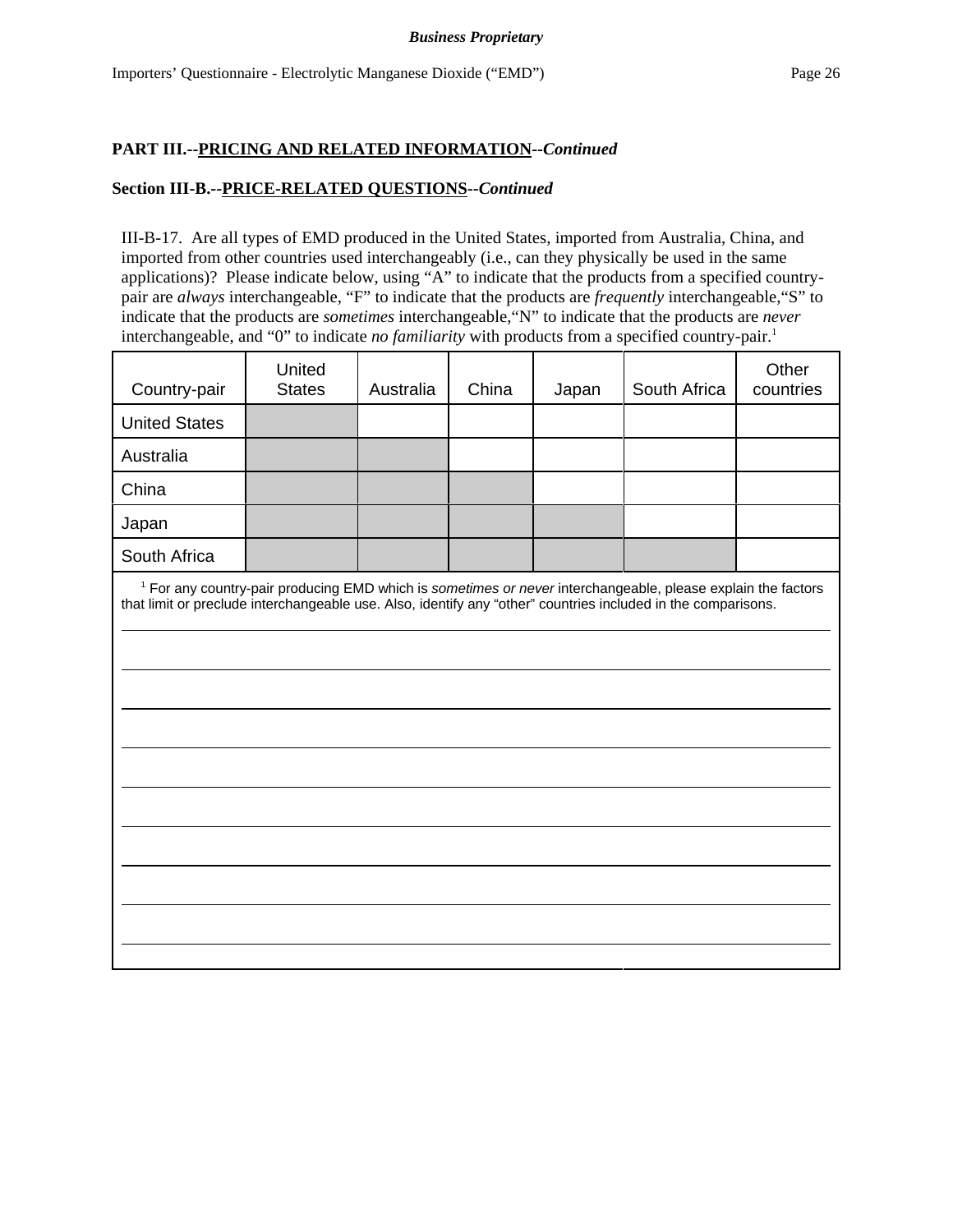**PART III.--PRICING AND RELATED INFORMATION--*Continued***

**Section III-B.--PRICE-RELATED QUESTIONS--*Continued***

III-B-17. Are all types of EMD produced in the United States, imported from Australia, China, and imported from other countries used interchangeably (i.e., can they physically be used in the same applications)? Please indicate below, using "A" to indicate that the products from a specified country-pair are *always* interchangeable, "F" to indicate that the products are *frequently* interchangeable,"S" to indicate that the products are *sometimes* interchangeable,"N" to indicate that the products are *never* interchangeable, and "0" to indicate *no familiarity* with products from a specified country-pair.[1]

| Country-pair | United States | Australia | China | Japan | South Africa | Other countries |
|---|---|---|---|---|---|---|
| United States | | | | | | |
| Australia | | | | | | |
| China | | | | | | |
| Japan | | | | | | |
| South Africa | | | | | | |

[1] For any country-pair producing EMD which is *sometimes or never* interchangeable, please explain the factors that limit or preclude interchangeable use. Also, identify any "other" countries included in the comparisons.

\_\_\_\_\_\_\_\_\_\_\_\_\_\_\_\_\_\_\_\_\_\_\_\_\_\_\_\_\_\_\_\_\_\_\_\_\_\_\_\_\_\_\_\_\_\_\_\_\_\_\_\_\_\_\_\_\_\_\_\_\_\_\_\_\_\_\_\_\_\_\_\_

\_\_\_\_\_\_\_\_\_\_\_\_\_\_\_\_\_\_\_\_\_\_\_\_\_\_\_\_\_\_\_\_\_\_\_\_\_\_\_\_\_\_\_\_\_\_\_\_\_\_\_\_\_\_\_\_\_\_\_\_\_\_\_\_\_\_\_\_\_\_\_\_

\_\_\_\_\_\_\_\_\_\_\_\_\_\_\_\_\_\_\_\_\_\_\_\_\_\_\_\_\_\_\_\_\_\_\_\_\_\_\_\_\_\_\_\_\_\_\_\_\_\_\_\_\_\_\_\_\_\_\_\_\_\_\_\_\_\_\_\_\_\_\_\_

\_\_\_\_\_\_\_\_\_\_\_\_\_\_\_\_\_\_\_\_\_\_\_\_\_\_\_\_\_\_\_\_\_\_\_\_\_\_\_\_\_\_\_\_\_\_\_\_\_\_\_\_\_\_\_\_\_\_\_\_\_\_\_\_\_\_\_\_\_\_\_\_

\_\_\_\_\_\_\_\_\_\_\_\_\_\_\_\_\_\_\_\_\_\_\_\_\_\_\_\_\_\_\_\_\_\_\_\_\_\_\_\_\_\_\_\_\_\_\_\_\_\_\_\_\_\_\_\_\_\_\_\_\_\_\_\_\_\_\_\_\_\_\_\_

\_\_\_\_\_\_\_\_\_\_\_\_\_\_\_\_\_\_\_\_\_\_\_\_\_\_\_\_\_\_\_\_\_\_\_\_\_\_\_\_\_\_\_\_\_\_\_\_\_\_\_\_\_\_\_\_\_\_\_\_\_\_\_\_\_\_\_\_\_\_\_\_

\_\_\_\_\_\_\_\_\_\_\_\_\_\_\_\_\_\_\_\_\_\_\_\_\_\_\_\_\_\_\_\_\_\_\_\_\_\_\_\_\_\_\_\_\_\_\_\_\_\_\_\_\_\_\_\_\_\_\_\_\_\_\_\_\_\_\_\_\_\_\_\_

\_\_\_\_\_\_\_\_\_\_\_\_\_\_\_\_\_\_\_\_\_\_\_\_\_\_\_\_\_\_\_\_\_\_\_\_\_\_\_\_\_\_\_\_\_\_\_\_\_\_\_\_\_\_\_\_\_\_\_\_\_\_\_\_\_\_\_\_\_\_\_\_

\_\_\_\_\_\_\_\_\_\_\_\_\_\_\_\_\_\_\_\_\_\_\_\_\_\_\_\_\_\_\_\_\_\_\_\_\_\_\_\_\_\_\_\_\_\_\_\_\_\_\_\_\_\_\_\_\_\_\_\_\_\_\_\_\_\_\_\_\_\_\_\_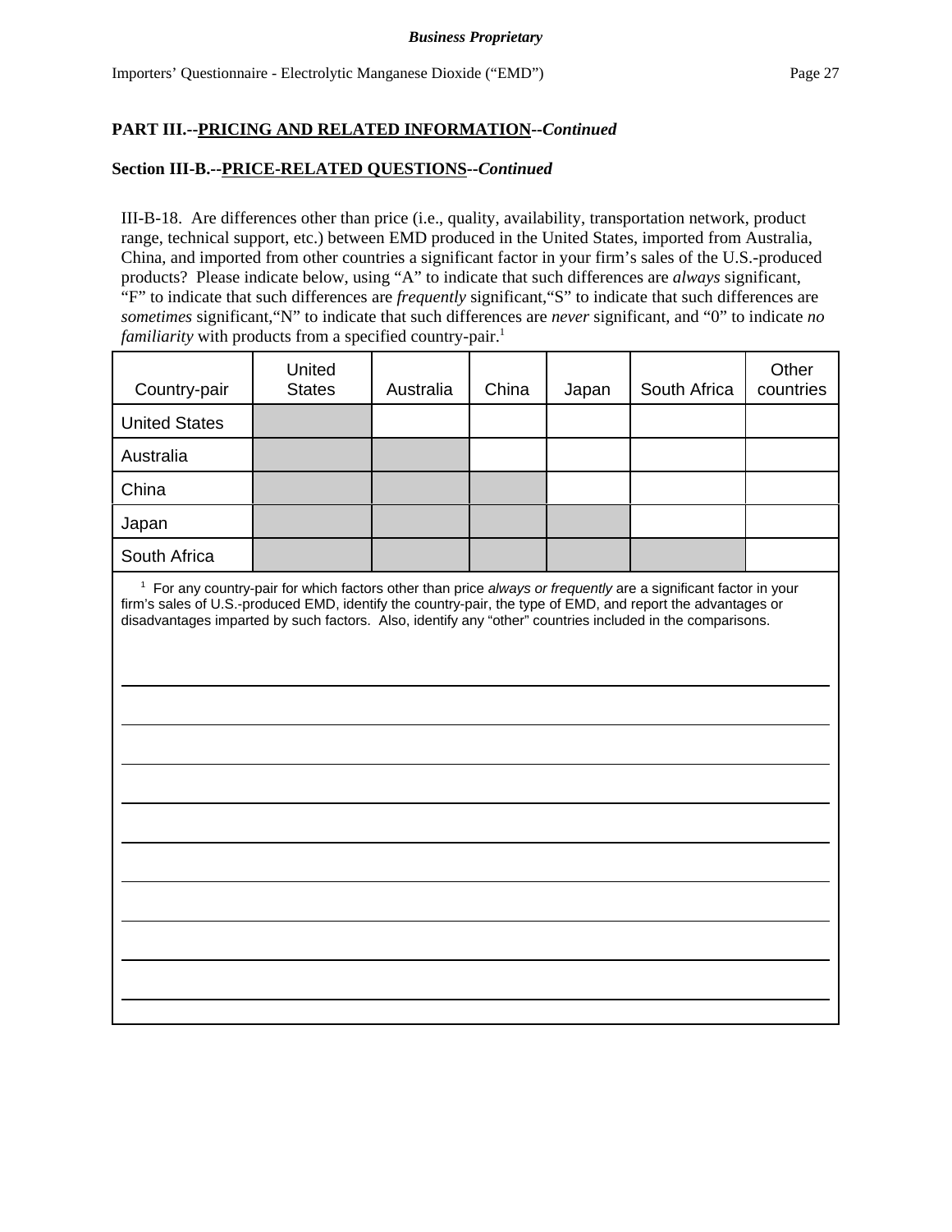**Business Proprietary**

**PART III.--PRICING AND RELATED INFORMATION--*Continued***

**Section III-B.--PRICE-RELATED QUESTIONS--*Continued***

III-B-18. Are differences other than price (i.e., quality, availability, transportation network, product range, technical support, etc.) between EMD produced in the United States, imported from Australia, China, and imported from other countries a significant factor in your firm's sales of the U.S.-produced products? Please indicate below, using "A" to indicate that such differences are *always* significant, "F" to indicate that such differences are *frequently* significant,"S" to indicate that such differences are *sometimes* significant,"N" to indicate that such differences are *never* significant, and "0" to indicate *no familiarity* with products from a specified country-pair.[1]

| Country-pair | United States | Australia | China | Japan | South Africa | Other countries |
|---|---|---|---|---|---|---|
| United States | | | | | | |
| Australia | | | | | | |
| China | | | | | | |
| Japan | | | | | | |
| South Africa | | | | | | |

[1] For any country-pair for which factors other than price *always or frequently* are a significant factor in your firm's sales of U.S.-produced EMD, identify the country-pair, the type of EMD, and report the advantages or disadvantages imparted by such factors. Also, identify any "other" countries included in the comparisons.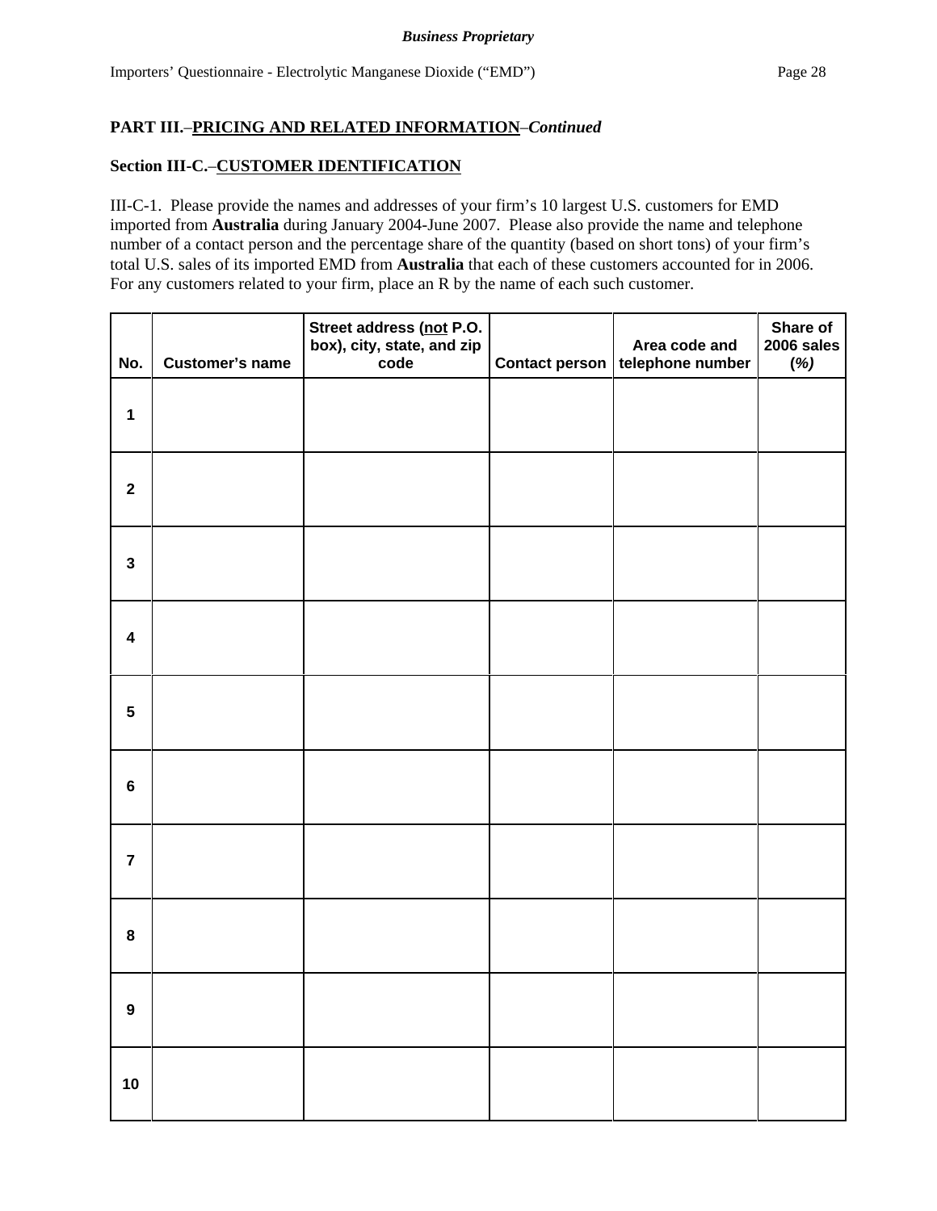**PART III.–PRICING AND RELATED INFORMATION–*Continued***

**Section III-C.–CUSTOMER IDENTIFICATION**

III-C-1. Please provide the names and addresses of your firm's 10 largest U.S. customers for EMD imported from **Australia** during January 2004-June 2007. Please also provide the name and telephone number of a contact person and the percentage share of the quantity (based on short tons) of your firm's total U.S. sales of its imported EMD from **Australia** that each of these customers accounted for in 2006. For any customers related to your firm, place an R by the name of each such customer.

| No. | Customer's name | Street address (not P.O. box), city, state, and zip code | Contact person | Area code and telephone number | Share of 2006 sales (*%)* |
|---|---|---|---|---|---|
| 1 | | | | | |
| 2 | | | | | |
| 3 | | | | | |
| 4 | | | | | |
| 5 | | | | | |
| 6 | | | | | |
| 7 | | | | | |
| 8 | | | | | |
| 9 | | | | | |
| 10 | | | | | |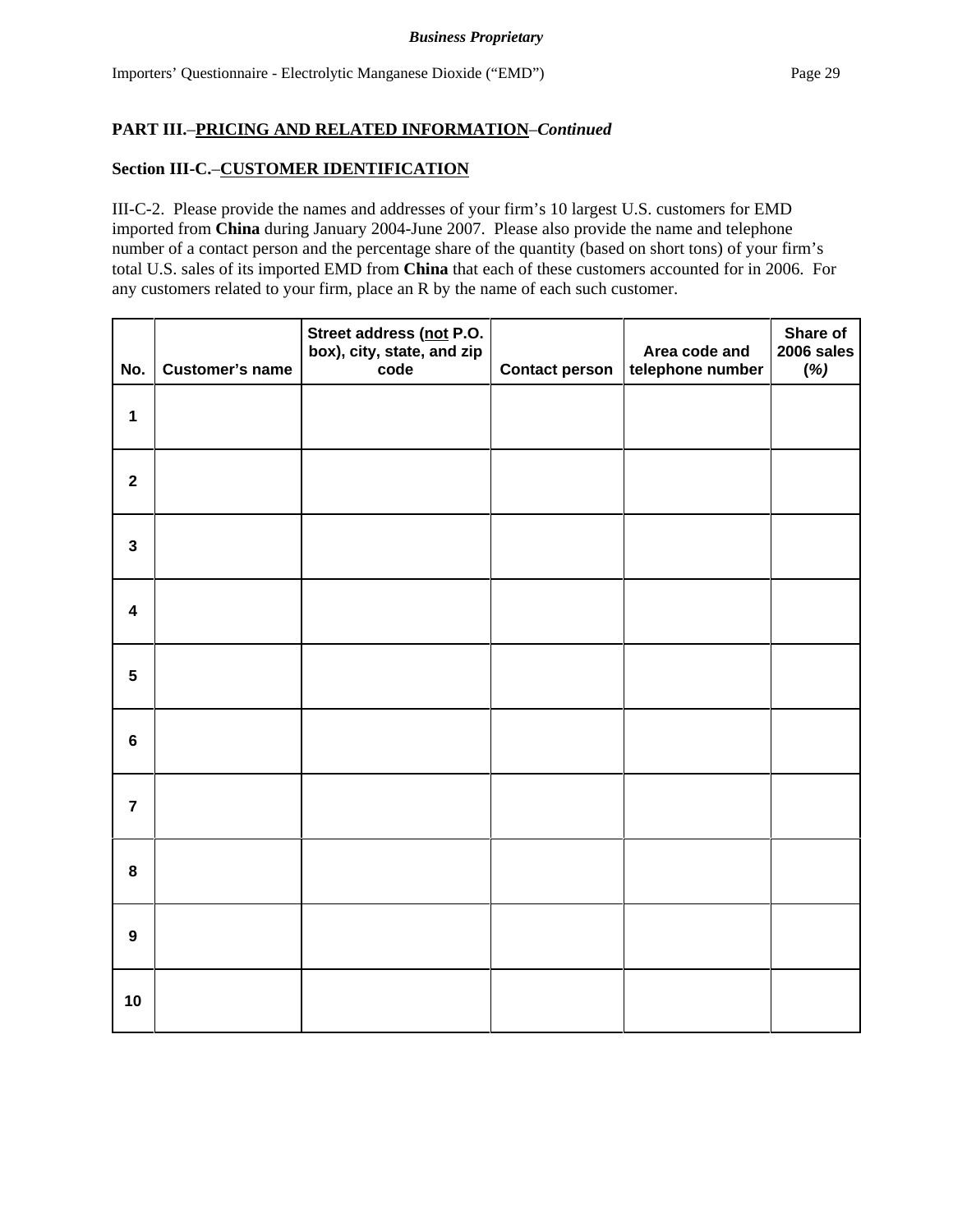**PART III.–PRICING AND RELATED INFORMATION–*Continued***

**Section III-C.–CUSTOMER IDENTIFICATION**

III-C-2. Please provide the names and addresses of your firm's 10 largest U.S. customers for EMD imported from **China** during January 2004-June 2007. Please also provide the name and telephone number of a contact person and the percentage share of the quantity (based on short tons) of your firm's total U.S. sales of its imported EMD from **China** that each of these customers accounted for in 2006. For any customers related to your firm, place an R by the name of each such customer.

| No. | Customer's name | Street address (not P.O. box), city, state, and zip code | Contact person | Area code and telephone number | Share of 2006 sales (%) |
|---|---|---|---|---|---|
| 1 | | | | | |
| 2 | | | | | |
| 3 | | | | | |
| 4 | | | | | |
| 5 | | | | | |
| 6 | | | | | |
| 7 | | | | | |
| 8 | | | | | |
| 9 | | | | | |
| 10 | | | | | |